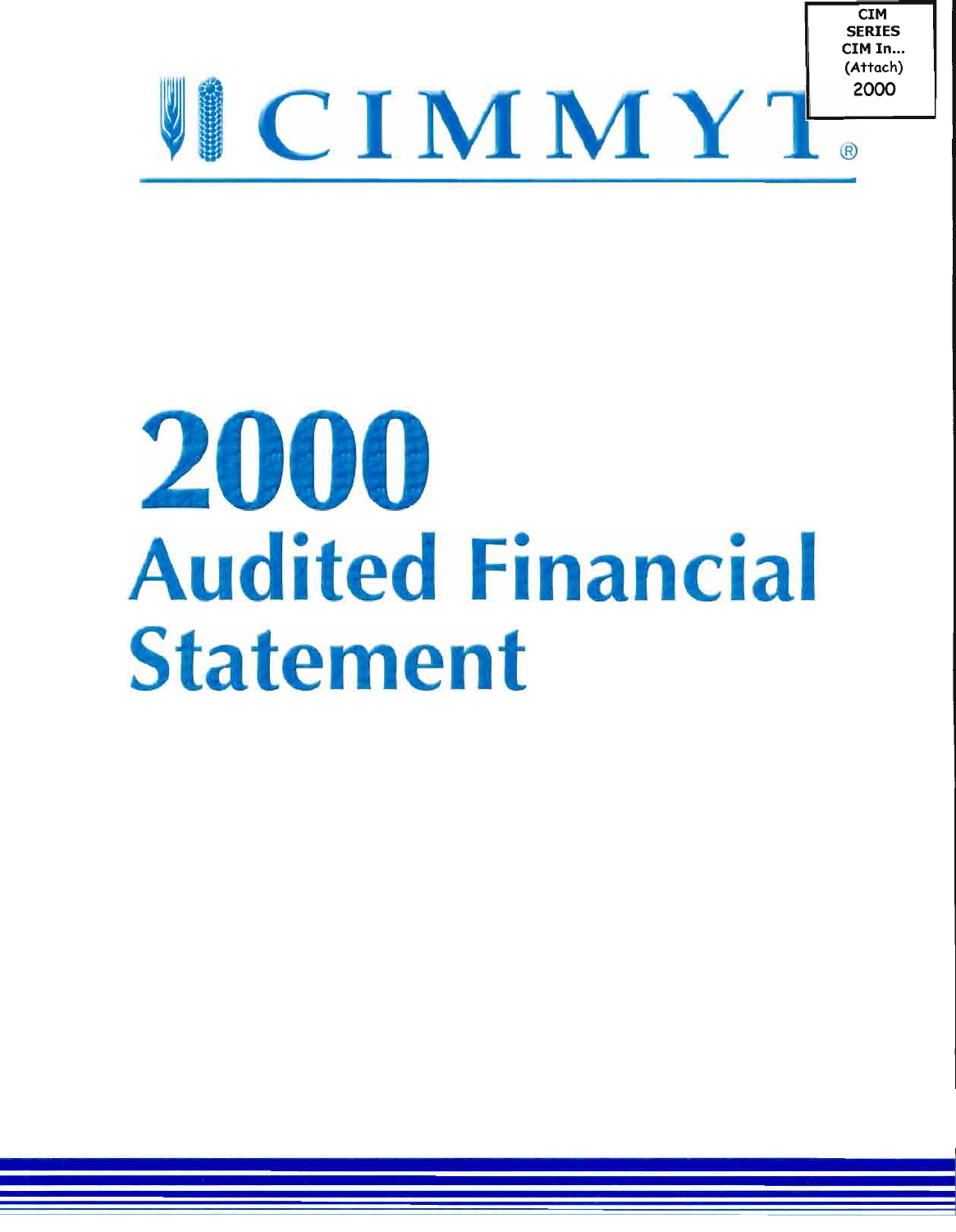CIM
SERIES
CIM In...
(Attach)
2000

# CIMMYT®

# 2000
# Audited Financial Statement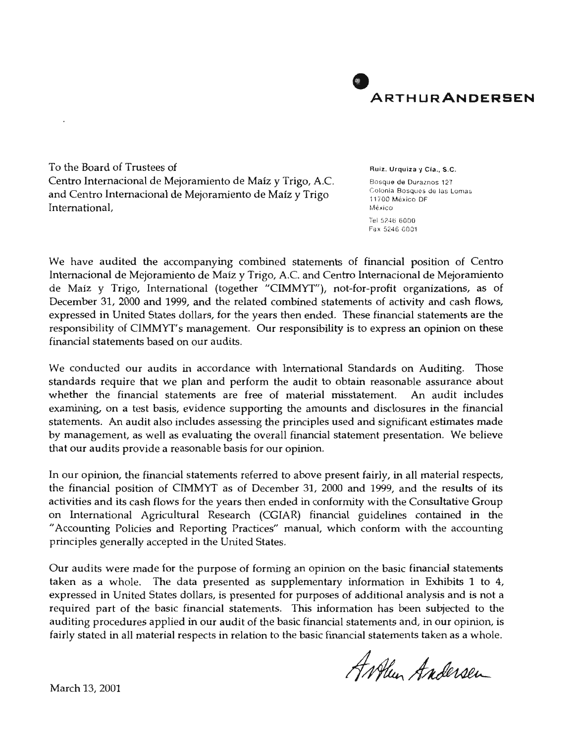**ARTHUR ANDERSEN**

To the Board of Trustees of
Centro Internacional de Mejoramiento de Maíz y Trigo, A.C.
and Centro Internacional de Mejoramiento de Maíz y Trigo
International,

Ruiz, Urquiza y Cía., S.C.
Bosque de Duraznos 127
Colonia Bosques de las Lomas
11700 México DF
México
Tel 5246 6000
Fax 5246 6001

We have audited the accompanying combined statements of financial position of Centro Internacional de Mejoramiento de Maíz y Trigo, A.C. and Centro Internacional de Mejoramiento de Maíz y Trigo, International (together "CIMMYT"), not-for-profit organizations, as of December 31, 2000 and 1999, and the related combined statements of activity and cash flows, expressed in United States dollars, for the years then ended. These financial statements are the responsibility of CIMMYT's management. Our responsibility is to express an opinion on these financial statements based on our audits.

We conducted our audits in accordance with International Standards on Auditing. Those standards require that we plan and perform the audit to obtain reasonable assurance about whether the financial statements are free of material misstatement. An audit includes examining, on a test basis, evidence supporting the amounts and disclosures in the financial statements. An audit also includes assessing the principles used and significant estimates made by management, as well as evaluating the overall financial statement presentation. We believe that our audits provide a reasonable basis for our opinion.

In our opinion, the financial statements referred to above present fairly, in all material respects, the financial position of CIMMYT as of December 31, 2000 and 1999, and the results of its activities and its cash flows for the years then ended in conformity with the Consultative Group on International Agricultural Research (CGIAR) financial guidelines contained in the "Accounting Policies and Reporting Practices" manual, which conform with the accounting principles generally accepted in the United States.

Our audits were made for the purpose of forming an opinion on the basic financial statements taken as a whole. The data presented as supplementary information in Exhibits 1 to 4, expressed in United States dollars, is presented for purposes of additional analysis and is not a required part of the basic financial statements. This information has been subjected to the auditing procedures applied in our audit of the basic financial statements and, in our opinion, is fairly stated in all material respects in relation to the basic financial statements taken as a whole.

Arthur Andersen

March 13, 2001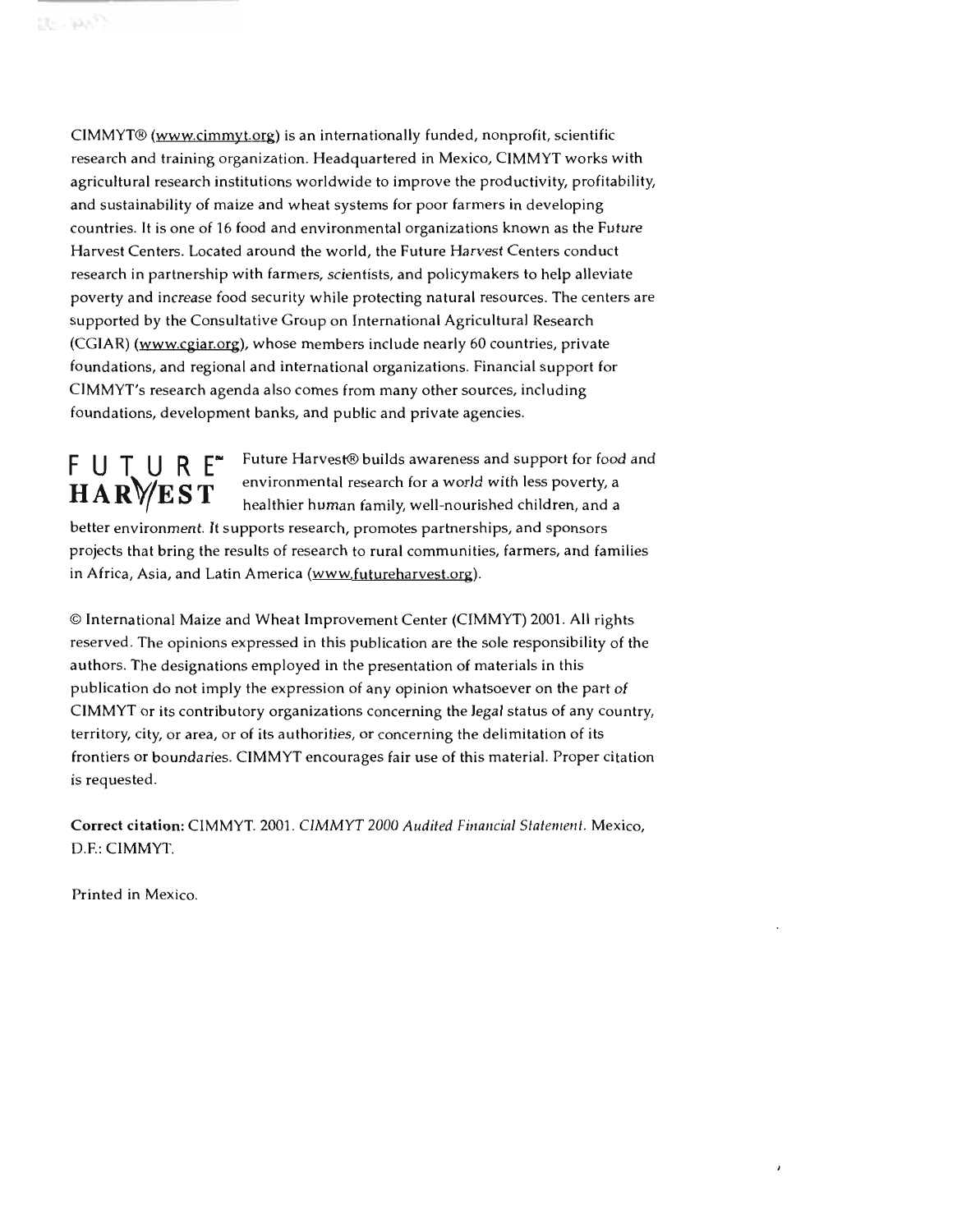CIMMYT® (www.cimmyt.org) is an internationally funded, nonprofit, scientific research and training organization. Headquartered in Mexico, CIMMYT works with agricultural research institutions worldwide to improve the productivity, profitability, and sustainability of maize and wheat systems for poor farmers in developing countries. It is one of 16 food and environmental organizations known as the Future Harvest Centers. Located around the world, the Future Harvest Centers conduct research in partnership with farmers, scientists, and policymakers to help alleviate poverty and increase food security while protecting natural resources. The centers are supported by the Consultative Group on International Agricultural Research (CGIAR) (www.cgiar.org), whose members include nearly 60 countries, private foundations, and regional and international organizations. Financial support for CIMMYT's research agenda also comes from many other sources, including foundations, development banks, and public and private agencies.

FUTURE HARVEST Future Harvest® builds awareness and support for food and environmental research for a world with less poverty, a healthier human family, well-nourished children, and a better environment. It supports research, promotes partnerships, and sponsors projects that bring the results of research to rural communities, farmers, and families in Africa, Asia, and Latin America (www.futureharvest.org).

© International Maize and Wheat Improvement Center (CIMMYT) 2001. All rights reserved. The opinions expressed in this publication are the sole responsibility of the authors. The designations employed in the presentation of materials in this publication do not imply the expression of any opinion whatsoever on the part of CIMMYT or its contributory organizations concerning the legal status of any country, territory, city, or area, or of its authorities, or concerning the delimitation of its frontiers or boundaries. CIMMYT encourages fair use of this material. Proper citation is requested.

**Correct citation:** CIMMYT. 2001. *CIMMYT 2000 Audited Financial Statement.* Mexico, D.F.: CIMMYT.

Printed in Mexico.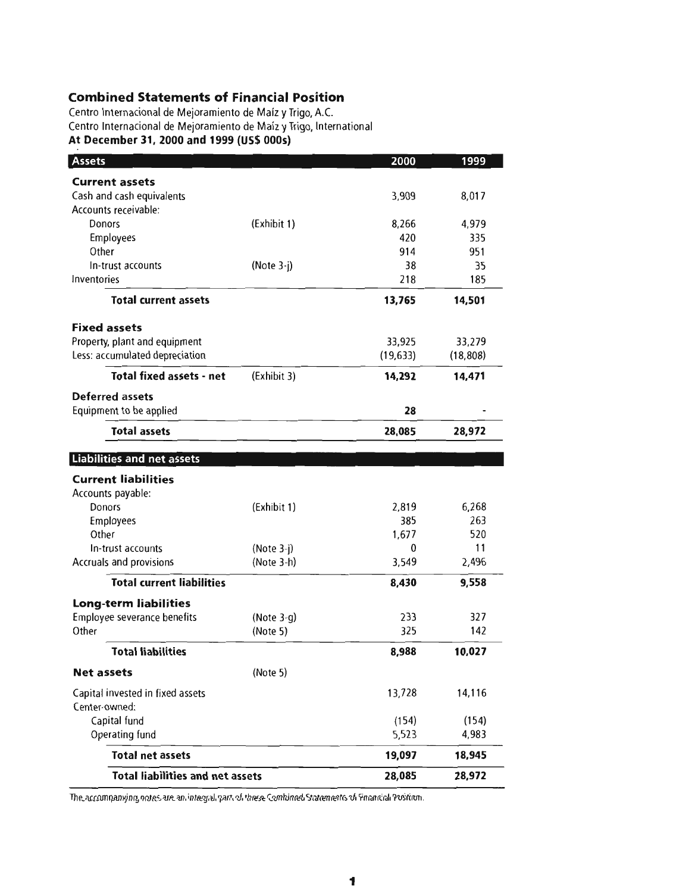## Combined Statements of Financial Position

Centro Internacional de Mejoramiento de Maíz y Trigo, A.C.
Centro Internacional de Mejoramiento de Maíz y Trigo, International
**At December 31, 2000 and 1999 (US$ 000s)**

| Assets | | 2000 | 1999 |
|---|---|---|---|
| **Current assets** | | | |
| Cash and cash equivalents | | 3,909 | 8,017 |
| Accounts receivable: | | | |
| Donors | (Exhibit 1) | 8,266 | 4,979 |
| Employees | | 420 | 335 |
| Other | | 914 | 951 |
| In-trust accounts | (Note 3-j) | 38 | 35 |
| Inventories | | 218 | 185 |
| **Total current assets** | | **13,765** | **14,501** |
| **Fixed assets** | | | |
| Property, plant and equipment | | 33,925 | 33,279 |
| Less: accumulated depreciation | | (19,633) | (18,808) |
| **Total fixed assets - net** | (Exhibit 3) | **14,292** | **14,471** |
| **Deferred assets** | | | |
| Equipment to be applied | | **28** | - |
| **Total assets** | | **28,085** | **28,972** |

| Liabilities and net assets | | 2000 | 1999 |
|---|---|---|---|
| **Current liabilities** | | | |
| Accounts payable: | | | |
| Donors | (Exhibit 1) | 2,819 | 6,268 |
| Employees | | 385 | 263 |
| Other | | 1,677 | 520 |
| In-trust accounts | (Note 3-j) | 0 | 11 |
| Accruals and provisions | (Note 3-h) | 3,549 | 2,496 |
| **Total current liabilities** | | **8,430** | **9,558** |
| **Long-term liabilities** | | | |
| Employee severance benefits | (Note 3-g) | 233 | 327 |
| Other | (Note 5) | 325 | 142 |
| **Total liabilities** | | **8,988** | **10,027** |
| **Net assets** | (Note 5) | | |
| Capital invested in fixed assets | | 13,728 | 14,116 |
| Center-owned: | | | |
| Capital fund | | (154) | (154) |
| Operating fund | | 5,523 | 4,983 |
| **Total net assets** | | **19,097** | **18,945** |
| **Total liabilities and net assets** | | **28,085** | **28,972** |

The accompanying notes are an integral part of these Combined Statements of Financial Position.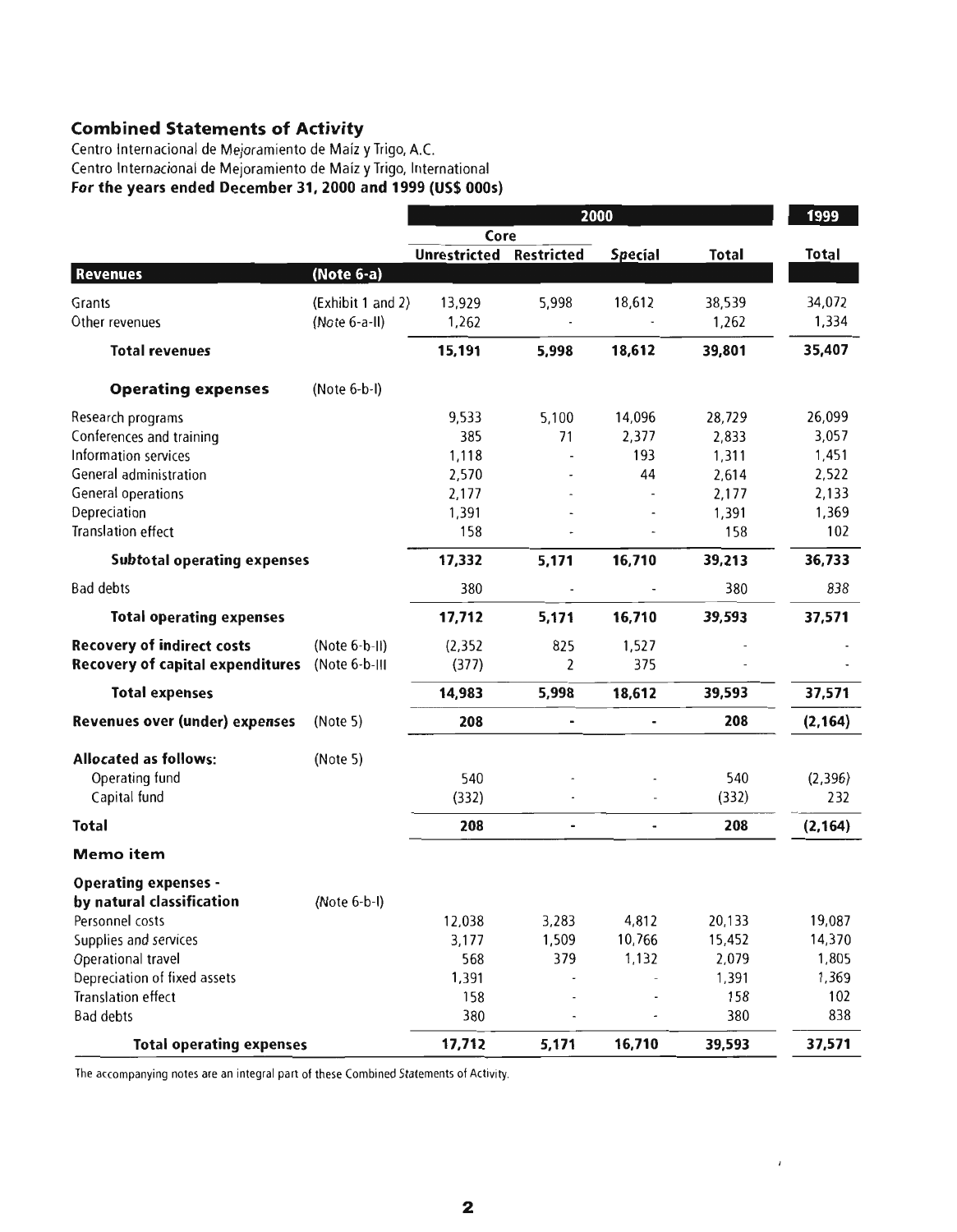## Combined Statements of Activity

Centro Internacional de Mejoramiento de Maíz y Trigo, A.C.
Centro Internacional de Mejoramiento de Maíz y Trigo, International
**For the years ended December 31, 2000 and 1999 (US$ 000s)**

| | | 2000 | | | | 1999 |
|---|---|---|---|---|---|---|
| | | Core | | | | |
| | | Unrestricted | Restricted | Special | Total | Total |
| **Revenues** | (Note 6-a) | | | | | |
| Grants | (Exhibit 1 and 2) | 13,929 | 5,998 | 18,612 | 38,539 | 34,072 |
| Other revenues | (Note 6-a-II) | 1,262 | - | - | 1,262 | 1,334 |
| **Total revenues** | | **15,191** | **5,998** | **18,612** | **39,801** | **35,407** |
| **Operating expenses** | (Note 6-b-I) | | | | | |
| Research programs | | 9,533 | 5,100 | 14,096 | 28,729 | 26,099 |
| Conferences and training | | 385 | 71 | 2,377 | 2,833 | 3,057 |
| Information services | | 1,118 | - | 193 | 1,311 | 1,451 |
| General administration | | 2,570 | - | 44 | 2,614 | 2,522 |
| General operations | | 2,177 | - | - | 2,177 | 2,133 |
| Depreciation | | 1,391 | - | - | 1,391 | 1,369 |
| Translation effect | | 158 | - | - | 158 | 102 |
| **Subtotal operating expenses** | | **17,332** | **5,171** | **16,710** | **39,213** | **36,733** |
| Bad debts | | 380 | - | - | 380 | 838 |
| **Total operating expenses** | | **17,712** | **5,171** | **16,710** | **39,593** | **37,571** |
| **Recovery of indirect costs** | (Note 6-b-II) | (2,352 | 825 | 1,527 | - | - |
| **Recovery of capital expenditures** | (Note 6-b-III | (377) | 2 | 375 | - | - |
| **Total expenses** | | **14,983** | **5,998** | **18,612** | **39,593** | **37,571** |
| **Revenues over (under) expenses** | (Note 5) | **208** | - | - | **208** | **(2,164)** |
| **Allocated as follows:** | (Note 5) | | | | | |
| Operating fund | | 540 | - | - | 540 | (2,396) |
| Capital fund | | (332) | - | - | (332) | 232 |
| **Total** | | **208** | - | - | **208** | **(2,164)** |
| **Memo item** | | | | | | |
| **Operating expenses - by natural classification** | (Note 6-b-I) | | | | | |
| Personnel costs | | 12,038 | 3,283 | 4,812 | 20,133 | 19,087 |
| Supplies and services | | 3,177 | 1,509 | 10,766 | 15,452 | 14,370 |
| Operational travel | | 568 | 379 | 1,132 | 2,079 | 1,805 |
| Depreciation of fixed assets | | 1,391 | - | - | 1,391 | 1,369 |
| Translation effect | | 158 | - | - | 158 | 102 |
| Bad debts | | 380 | - | - | 380 | 838 |
| **Total operating expenses** | | **17,712** | **5,171** | **16,710** | **39,593** | **37,571** |

The accompanying notes are an integral part of these Combined Statements of Activity.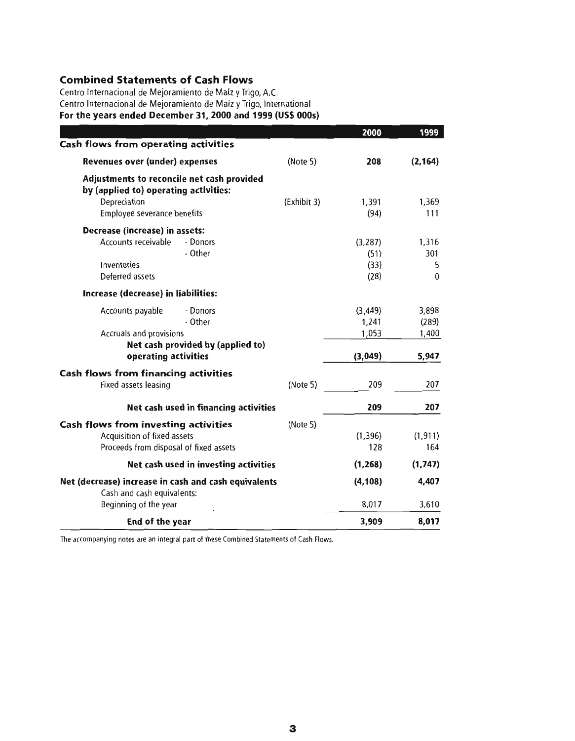## Combined Statements of Cash Flows

Centro Internacional de Mejoramiento de Maíz y Trigo, A.C.
Centro Internacional de Mejoramiento de Maíz y Trigo, International
**For the years ended December 31, 2000 and 1999 (US$ 000s)**

| | | 2000 | 1999 |
|---|---|---|---|
| **Cash flows from operating activities** | | | |
| **Revenues over (under) expenses** | (Note 5) | **208** | **(2,164)** |
| **Adjustments to reconcile net cash provided by (applied to) operating activities:** | | | |
| Depreciation | (Exhibit 3) | 1,391 | 1,369 |
| Employee severance benefits | | (94) | 111 |
| **Decrease (increase) in assets:** | | | |
| Accounts receivable - Donors | | (3,287) | 1,316 |
| - Other | | (51) | 301 |
| Inventories | | (33) | 5 |
| Deferred assets | | (28) | 0 |
| **Increase (decrease) in liabilities:** | | | |
| Accounts payable - Donors | | (3,449) | 3,898 |
| - Other | | 1,241 | (289) |
| Accruals and provisions | | 1,053 | 1,400 |
| **Net cash provided by (applied to) operating activities** | | **(3,049)** | **5,947** |
| **Cash flows from financing activities** | | | |
| Fixed assets leasing | (Note 5) | 209 | 207 |
| **Net cash used in financing activities** | | **209** | **207** |
| **Cash flows from investing activities** | (Note 5) | | |
| Acquisition of fixed assets | | (1,396) | (1,911) |
| Proceeds from disposal of fixed assets | | 128 | 164 |
| **Net cash used in investing activities** | | **(1,268)** | **(1,747)** |
| **Net (decrease) increase in cash and cash equivalents** | | **(4,108)** | **4,407** |
| Cash and cash equivalents: | | | |
| Beginning of the year | | 8,017 | 3,610 |
| **End of the year** | | **3,909** | **8,017** |

The accompanying notes are an integral part of these Combined Statements of Cash Flows.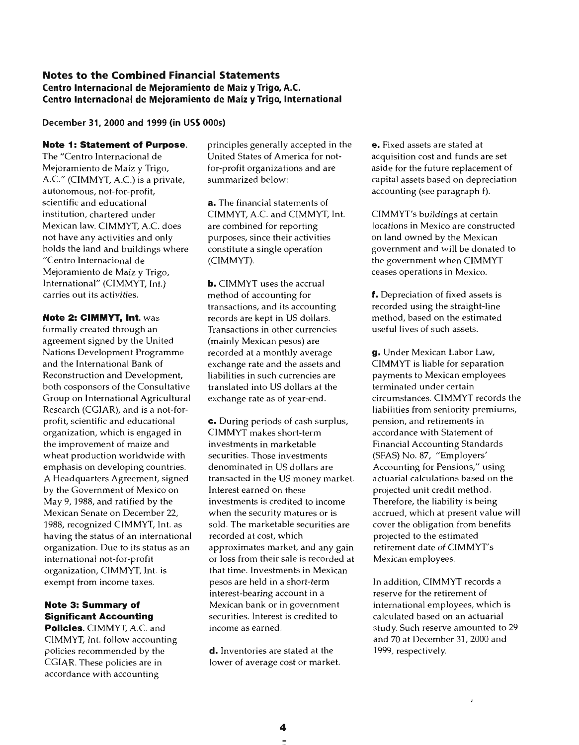## Notes to the Combined Financial Statements

### Centro Internacional de Mejoramiento de Maiz y Trigo, A.C.
### Centro Internacional de Mejoramiento de Maiz y Trigo, International

**December 31, 2000 and 1999 (in US$ 000s)**

**Note 1: Statement of Purpose.** The "Centro Internacional de Mejoramiento de Maíz y Trigo, A.C." (CIMMYT, A.C.) is a private, autonomous, not-for-profit, scientific and educational institution, chartered under Mexican law. CIMMYT, A.C. does not have any activities and only holds the land and buildings where "Centro Internacional de Mejoramiento de Maíz y Trigo, International" (CIMMYT, Int.) carries out its activities.

**Note 2: CIMMYT, Int.** was formally created through an agreement signed by the United Nations Development Programme and the International Bank of Reconstruction and Development, both cosponsors of the Consultative Group on International Agricultural Research (CGIAR), and is a not-for-profit, scientific and educational organization, which is engaged in the improvement of maize and wheat production worldwide with emphasis on developing countries. A Headquarters Agreement, signed by the Government of Mexico on May 9, 1988, and ratified by the Mexican Senate on December 22, 1988, recognized CIMMYT, Int. as having the status of an international organization. Due to its status as an international not-for-profit organization, CIMMYT, Int. is exempt from income taxes.

**Note 3: Summary of Significant Accounting Policies.** CIMMYT, A.C. and CIMMYT, Int. follow accounting policies recommended by the CGIAR. These policies are in accordance with accounting principles generally accepted in the United States of America for not-for-profit organizations and are summarized below:

**a.** The financial statements of CIMMYT, A.C. and CIMMYT, Int. are combined for reporting purposes, since their activities constitute a single operation (CIMMYT).

**b.** CIMMYT uses the accrual method of accounting for transactions, and its accounting records are kept in US dollars. Transactions in other currencies (mainly Mexican pesos) are recorded at a monthly average exchange rate and the assets and liabilities in such currencies are translated into US dollars at the exchange rate as of year-end.

**c.** During periods of cash surplus, CIMMYT makes short-term investments in marketable securities. Those investments denominated in US dollars are transacted in the US money market. Interest earned on these investments is credited to income when the security matures or is sold. The marketable securities are recorded at cost, which approximates market, and any gain or loss from their sale is recorded at that time. Investments in Mexican pesos are held in a short-term interest-bearing account in a Mexican bank or in government securities. Interest is credited to income as earned.

**d.** Inventories are stated at the lower of average cost or market.

**e.** Fixed assets are stated at acquisition cost and funds are set aside for the future replacement of capital assets based on depreciation accounting (see paragraph f).

CIMMYT's buildings at certain locations in Mexico are constructed on land owned by the Mexican government and will be donated to the government when CIMMYT ceases operations in Mexico.

**f.** Depreciation of fixed assets is recorded using the straight-line method, based on the estimated useful lives of such assets.

**g.** Under Mexican Labor Law, CIMMYT is liable for separation payments to Mexican employees terminated under certain circumstances. CIMMYT records the liabilities from seniority premiums, pension, and retirements in accordance with Statement of Financial Accounting Standards (SFAS) No. 87, "Employers' Accounting for Pensions," using actuarial calculations based on the projected unit credit method. Therefore, the liability is being accrued, which at present value will cover the obligation from benefits projected to the estimated retirement date of CIMMYT's Mexican employees.

In addition, CIMMYT records a reserve for the retirement of international employees, which is calculated based on an actuarial study. Such reserve amounted to 29 and 70 at December 31, 2000 and 1999, respectively.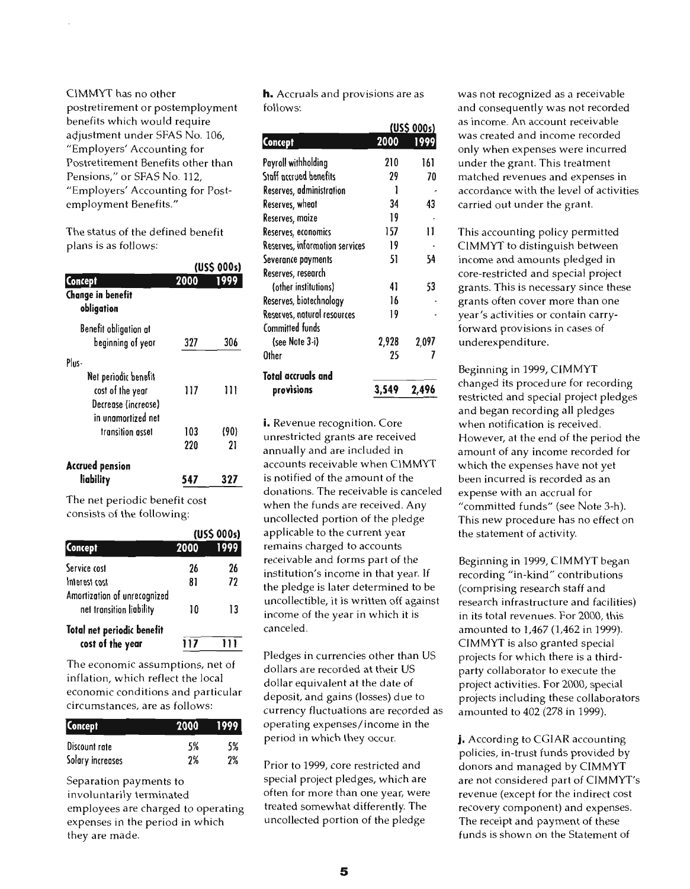CIMMYT has no other postretirement or postemployment benefits which would require adjustment under SFAS No. 106, "Employers' Accounting for Postretirement Benefits other than Pensions," or SFAS No. 112, "Employers' Accounting for Post-employment Benefits."

The status of the defined benefit plans is as follows:

| Concept | (US$ 000s) 2000 | 1999 |
|---|---|---|
| **Change in benefit obligation** | | |
| Benefit obligation at beginning of year | 327 | 306 |
| Plus- | | |
| Net periodic benefit cost of the year | 117 | 111 |
| Decrease (increase) in unamortized net transition asset | 103 | (90) |
| | 220 | 21 |
| **Accrued pension liability** | **547** | **327** |

The net periodic benefit cost consists of the following:

| Concept | (US$ 000s) 2000 | 1999 |
|---|---|---|
| Service cost | 26 | 26 |
| Interest cost | 81 | 72 |
| Amortization of unrecognized net transition liability | 10 | 13 |
| **Total net periodic benefit cost of the year** | **117** | **111** |

The economic assumptions, net of inflation, which reflect the local economic conditions and particular circumstances, are as follows:

| Concept | 2000 | 1999 |
|---|---|---|
| Discount rate | 5% | 5% |
| Salary increases | 2% | 2% |

Separation payments to involuntarily terminated employees are charged to operating expenses in the period in which they are made.

**h.** Accruals and provisions are as follows:

| Concept | (US$ 000s) 2000 | 1999 |
|---|---|---|
| Payroll withholding | 210 | 161 |
| Staff accrued benefits | 29 | 70 |
| Reserves, administration | 1 | - |
| Reserves, wheat | 34 | 43 |
| Reserves, maize | 19 | - |
| Reserves, economics | 157 | 11 |
| Reserves, information services | 19 | - |
| Severance payments | 51 | 54 |
| Reserves, research (other institutions) | 41 | 53 |
| Reserves, biotechnology | 16 | - |
| Reserves, natural resources | 19 | - |
| Committed funds (see Note 3-i) | 2,928 | 2,097 |
| Other | 25 | 7 |
| **Total accruals and provisions** | **3,549** | **2,496** |

**i.** Revenue recognition. Core unrestricted grants are received annually and are included in accounts receivable when CIMMYT is notified of the amount of the donations. The receivable is canceled when the funds are received. Any uncollected portion of the pledge applicable to the current year remains charged to accounts receivable and forms part of the institution's income in that year. If the pledge is later determined to be uncollectible, it is written off against income of the year in which it is canceled.

Pledges in currencies other than US dollars are recorded at their US dollar equivalent at the date of deposit, and gains (losses) due to currency fluctuations are recorded as operating expenses/income in the period in which they occur.

Prior to 1999, core restricted and special project pledges, which are often for more than one year, were treated somewhat differently. The uncollected portion of the pledge was not recognized as a receivable and consequently was not recorded as income. An account receivable was created and income recorded only when expenses were incurred under the grant. This treatment matched revenues and expenses in accordance with the level of activities carried out under the grant.

This accounting policy permitted CIMMYT to distinguish between income and amounts pledged in core-restricted and special project grants. This is necessary since these grants often cover more than one year's activities or contain carry-forward provisions in cases of underexpenditure.

Beginning in 1999, CIMMYT changed its procedure for recording restricted and special project pledges and began recording all pledges when notification is received. However, at the end of the period the amount of any income recorded for which the expenses have not yet been incurred is recorded as an expense with an accrual for "committed funds" (see Note 3-h). This new procedure has no effect on the statement of activity.

Beginning in 1999, CIMMYT began recording "in-kind" contributions (comprising research staff and research infrastructure and facilities) in its total revenues. For 2000, this amounted to 1,467 (1,462 in 1999). CIMMYT is also granted special projects for which there is a third-party collaborator to execute the project activities. For 2000, special projects including these collaborators amounted to 402 (278 in 1999).

**j.** According to CGIAR accounting policies, in-trust funds provided by donors and managed by CIMMYT are not considered part of CIMMYT's revenue (except for the indirect cost recovery component) and expenses. The receipt and payment of these funds is shown on the Statement of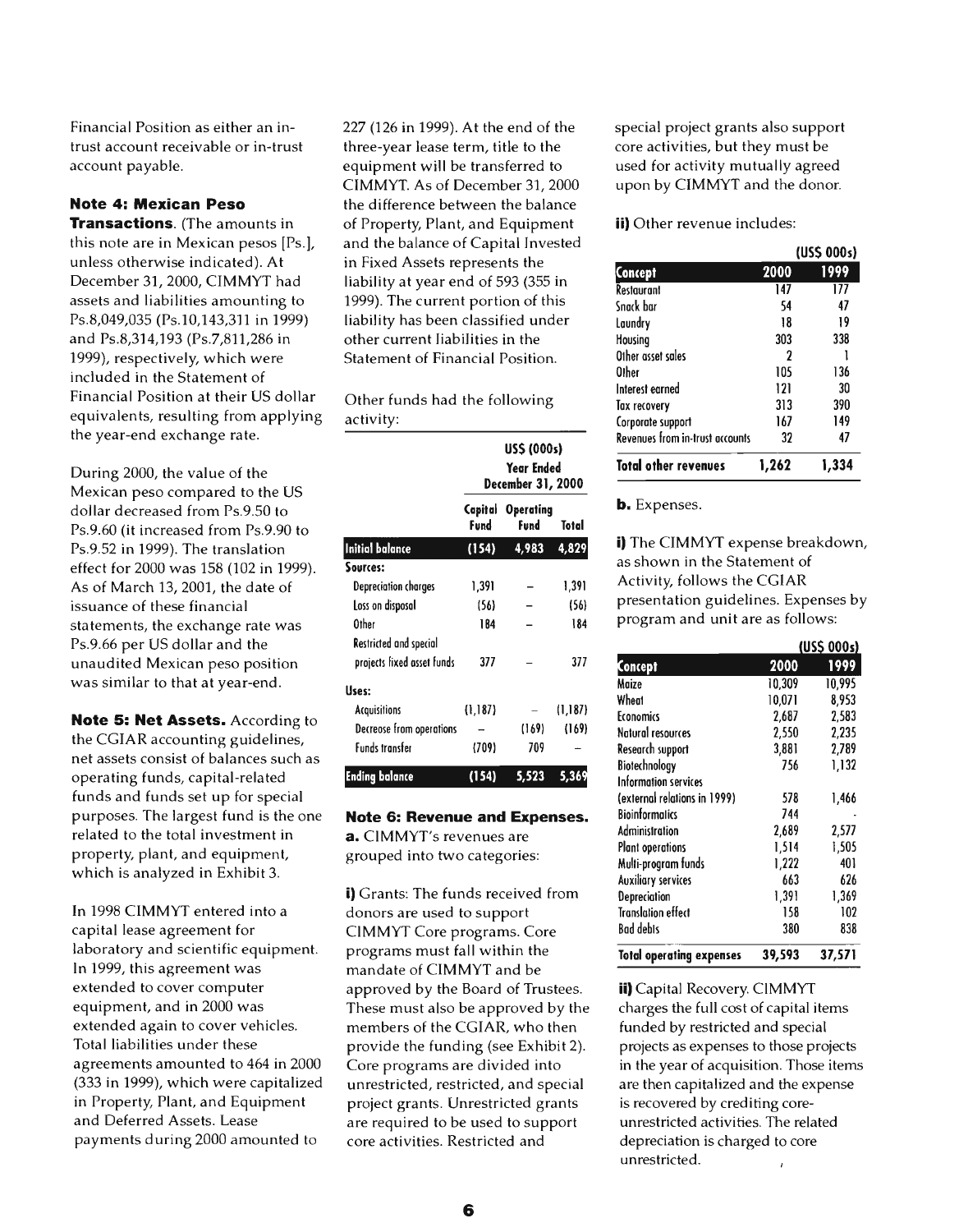Financial Position as either an in-trust account receivable or in-trust account payable.

**Note 4: Mexican Peso Transactions.** (The amounts in this note are in Mexican pesos [Ps.], unless otherwise indicated). At December 31, 2000, CIMMYT had assets and liabilities amounting to Ps.8,049,035 (Ps.10,143,311 in 1999) and Ps.8,314,193 (Ps.7,811,286 in 1999), respectively, which were included in the Statement of Financial Position at their US dollar equivalents, resulting from applying the year-end exchange rate.

During 2000, the value of the Mexican peso compared to the US dollar decreased from Ps.9.50 to Ps.9.60 (it increased from Ps.9.90 to Ps.9.52 in 1999). The translation effect for 2000 was 158 (102 in 1999). As of March 13, 2001, the date of issuance of these financial statements, the exchange rate was Ps.9.66 per US dollar and the unaudited Mexican peso position was similar to that at year-end.

**Note 5: Net Assets.** According to the CGIAR accounting guidelines, net assets consist of balances such as operating funds, capital-related funds and funds set up for special purposes. The largest fund is the one related to the total investment in property, plant, and equipment, which is analyzed in Exhibit 3.

In 1998 CIMMYT entered into a capital lease agreement for laboratory and scientific equipment. In 1999, this agreement was extended to cover computer equipment, and in 2000 was extended again to cover vehicles. Total liabilities under these agreements amounted to 464 in 2000 (333 in 1999), which were capitalized in Property, Plant, and Equipment and Deferred Assets. Lease payments during 2000 amounted to 227 (126 in 1999). At the end of the three-year lease term, title to the equipment will be transferred to CIMMYT. As of December 31, 2000 the difference between the balance of Property, Plant, and Equipment and the balance of Capital Invested in Fixed Assets represents the liability at year end of 593 (355 in 1999). The current portion of this liability has been classified under other current liabilities in the Statement of Financial Position.

Other funds had the following activity:

| | US$ (000s) Year Ended December 31, 2000 | | |
|---|---|---|---|
| | Capital Fund | Operating Fund | Total |
| **Initial balance** | (154) | 4,983 | 4,829 |
| **Sources:** | | | |
| Depreciation charges | 1,391 | – | 1,391 |
| Loss on disposal | (56) | – | (56) |
| Other | 184 | – | 184 |
| Restricted and special projects fixed asset funds | 377 | – | 377 |
| **Uses:** | | | |
| Acquisitions | (1,187) | – | (1,187) |
| Decrease from operations | – | (169) | (169) |
| Funds transfer | (709) | 709 | – |
| **Ending balance** | (154) | 5,523 | 5,369 |

**Note 6: Revenue and Expenses.**

**a.** CIMMYT's revenues are grouped into two categories:

**i)** Grants: The funds received from donors are used to support CIMMYT Core programs. Core programs must fall within the mandate of CIMMYT and be approved by the Board of Trustees. These must also be approved by the members of the CGIAR, who then provide the funding (see Exhibit 2). Core programs are divided into unrestricted, restricted, and special project grants. Unrestricted grants are required to be used to support core activities. Restricted and special project grants also support core activities, but they must be used for activity mutually agreed upon by CIMMYT and the donor.

**ii)** Other revenue includes:

| | (US$ 000s) | |
|---|---|---|
| **Concept** | **2000** | **1999** |
| Restaurant | 147 | 177 |
| Snack bar | 54 | 47 |
| Laundry | 18 | 19 |
| Housing | 303 | 338 |
| Other asset sales | 2 | 1 |
| Other | 105 | 136 |
| Interest earned | 121 | 30 |
| Tax recovery | 313 | 390 |
| Corporate support | 167 | 149 |
| Revenues from in-trust accounts | 32 | 47 |
| **Total other revenues** | **1,262** | **1,334** |

**b.** Expenses.

**i)** The CIMMYT expense breakdown, as shown in the Statement of Activity, follows the CGIAR presentation guidelines. Expenses by program and unit are as follows:

| | (US$ 000s) | |
|---|---|---|
| **Concept** | **2000** | **1999** |
| Maize | 10,309 | 10,995 |
| Wheat | 10,071 | 8,953 |
| Economics | 2,687 | 2,583 |
| Natural resources | 2,550 | 2,235 |
| Research support | 3,881 | 2,789 |
| Biotechnology | 756 | 1,132 |
| Information services (external relations in 1999) | 578 | 1,466 |
| Bioinformatics | 744 | - |
| Administration | 2,689 | 2,577 |
| Plant operations | 1,514 | 1,505 |
| Multi-program funds | 1,222 | 401 |
| Auxiliary services | 663 | 626 |
| Depreciation | 1,391 | 1,369 |
| Translation effect | 158 | 102 |
| Bad debts | 380 | 838 |
| **Total operating expenses** | **39,593** | **37,571** |

**ii)** Capital Recovery. CIMMYT charges the full cost of capital items funded by restricted and special projects as expenses to those projects in the year of acquisition. Those items are then capitalized and the expense is recovered by crediting core-unrestricted activities. The related depreciation is charged to core unrestricted.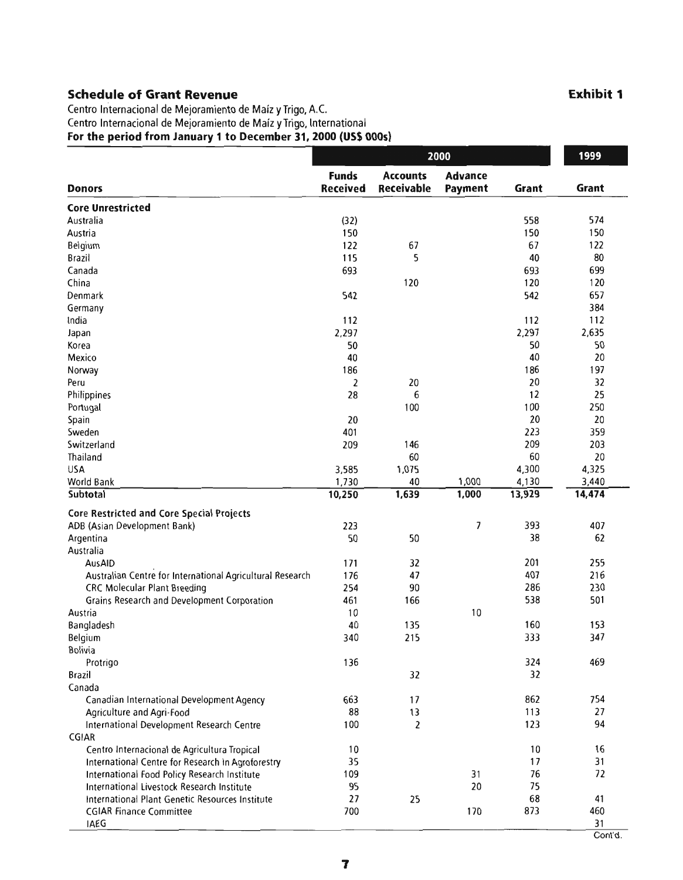## Schedule of Grant Revenue

**Exhibit 1**

Centro Internacional de Mejoramiento de Maíz y Trigo, A.C.
Centro Internacional de Mejoramiento de Maíz y Trigo, International
**For the period from January 1 to December 31, 2000 (US$ 000s)**

| | 2000 | | | | 1999 |
|---|---|---|---|---|---|
| **Donors** | **Funds Received** | **Accounts Receivable** | **Advance Payment** | **Grant** | **Grant** |
| **Core Unrestricted** | | | | | |
| Australia | (32) | | | 558 | 574 |
| Austria | 150 | | | 150 | 150 |
| Belgium | 122 | 67 | | 67 | 122 |
| Brazil | 115 | 5 | | 40 | 80 |
| Canada | 693 | | | 693 | 699 |
| China | | 120 | | 120 | 120 |
| Denmark | 542 | | | 542 | 657 |
| Germany | | | | | 384 |
| India | 112 | | | 112 | 112 |
| Japan | 2,297 | | | 2,297 | 2,635 |
| Korea | 50 | | | 50 | 50 |
| Mexico | 40 | | | 40 | 20 |
| Norway | 186 | | | 186 | 197 |
| Peru | 2 | 20 | | 20 | 32 |
| Philippines | 28 | 6 | | 12 | 25 |
| Portugal | | 100 | | 100 | 250 |
| Spain | 20 | | | 20 | 20 |
| Sweden | 401 | | | 223 | 359 |
| Switzerland | 209 | 146 | | 209 | 203 |
| Thailand | | 60 | | 60 | 20 |
| USA | 3,585 | 1,075 | | 4,300 | 4,325 |
| World Bank | 1,730 | 40 | 1,000 | 4,130 | 3,440 |
| **Subtotal** | **10,250** | **1,639** | **1,000** | **13,929** | **14,474** |
| **Core Restricted and Core Special Projects** | | | | | |
| ADB (Asian Development Bank) | 223 | | 7 | 393 | 407 |
| Argentina | 50 | 50 | | 38 | 62 |
| Australia | | | | | |
| AusAID | 171 | 32 | | 201 | 255 |
| Australian Centre for International Agricultural Research | 176 | 47 | | 407 | 216 |
| CRC Molecular Plant Breeding | 254 | 90 | | 286 | 230 |
| Grains Research and Development Corporation | 461 | 166 | | 538 | 501 |
| Austria | 10 | | 10 | | |
| Bangladesh | 40 | 135 | | 160 | 153 |
| Belgium | 340 | 215 | | 333 | 347 |
| Bolivia | | | | | |
| Protrigo | 136 | | | 324 | 469 |
| Brazil | | 32 | | 32 | |
| Canada | | | | | |
| Canadian International Development Agency | 663 | 17 | | 862 | 754 |
| Agriculture and Agri-Food | 88 | 13 | | 113 | 27 |
| International Development Research Centre | 100 | 2 | | 123 | 94 |
| CGIAR | | | | | |
| Centro Internacional de Agricultura Tropical | 10 | | | 10 | 16 |
| International Centre for Research in Agroforestry | 35 | | | 17 | 31 |
| International Food Policy Research Institute | 109 | | 31 | 76 | 72 |
| International Livestock Research Institute | 95 | | 20 | 75 | |
| International Plant Genetic Resources Institute | 27 | 25 | | 68 | 41 |
| CGIAR Finance Committee | 700 | | 170 | 873 | 460 |
| IAEG | | | | | 31 |

Cont'd.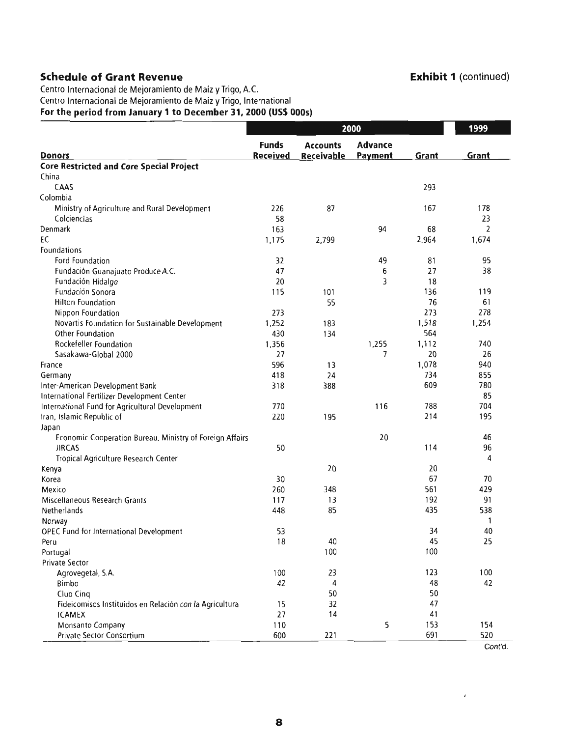## Schedule of Grant Revenue

**Exhibit 1** (continued)

Centro Internacional de Mejoramiento de Maíz y Trigo, A.C.
Centro Internacional de Mejoramiento de Maíz y Trigo, International
**For the period from January 1 to December 31, 2000 (US$ 000s)**

| | 2000 | | | | 1999 |
|---|---|---|---|---|---|
| **Donors** | **Funds Received** | **Accounts Receivable** | **Advance Payment** | **Grant** | **Grant** |
| **Core Restricted and Core Special Project** | | | | | |
| China | | | | | |
| CAAS | | | | 293 | |
| Colombia | | | | | |
| Ministry of Agriculture and Rural Development | 226 | 87 | | 167 | 178 |
| Colciencias | 58 | | | | 23 |
| Denmark | 163 | | 94 | 68 | 2 |
| EC | 1,175 | 2,799 | | 2,964 | 1,674 |
| Foundations | | | | | |
| Ford Foundation | 32 | | 49 | 81 | 95 |
| Fundación Guanajuato Produce A.C. | 47 | | 6 | 27 | 38 |
| Fundación Hidalgo | 20 | | 3 | 18 | |
| Fundación Sonora | 115 | 101 | | 136 | 119 |
| Hilton Foundation | | 55 | | 76 | 61 |
| Nippon Foundation | 273 | | | 273 | 278 |
| Novartis Foundation for Sustainable Development | 1,252 | 183 | | 1,518 | 1,254 |
| Other Foundation | 430 | 134 | | 564 | |
| Rockefeller Foundation | 1,356 | | 1,255 | 1,112 | 740 |
| Sasakawa-Global 2000 | 27 | | 7 | 20 | 26 |
| France | 596 | 13 | | 1,078 | 940 |
| Germany | 418 | 24 | | 734 | 855 |
| Inter-American Development Bank | 318 | 388 | | 609 | 780 |
| International Fertilizer Development Center | | | | | 85 |
| International Fund for Agricultural Development | 770 | | 116 | 788 | 704 |
| Iran, Islamic Republic of | 220 | 195 | | 214 | 195 |
| Japan | | | | | |
| Economic Cooperation Bureau, Ministry of Foreign Affairs | | | 20 | | 46 |
| JIRCAS | 50 | | | 114 | 96 |
| Tropical Agriculture Research Center | | | | | 4 |
| Kenya | | 20 | | 20 | |
| Korea | 30 | | | 67 | 70 |
| Mexico | 260 | 348 | | 561 | 429 |
| Miscellaneous Research Grants | 117 | 13 | | 192 | 91 |
| Netherlands | 448 | 85 | | 435 | 538 |
| Norway | | | | | 1 |
| OPEC Fund for International Development | 53 | | | 34 | 40 |
| Peru | 18 | 40 | | 45 | 25 |
| Portugal | | 100 | | 100 | |
| Private Sector | | | | | |
| Agrovegetal, S.A. | 100 | 23 | | 123 | 100 |
| Bimbo | 42 | 4 | | 48 | 42 |
| Club Cinq | | 50 | | 50 | |
| Fideicomisos Instituidos en Relación con la Agricultura | 15 | 32 | | 47 | |
| ICAMEX | 27 | 14 | | 41 | |
| Monsanto Company | 110 | | 5 | 153 | 154 |
| Private Sector Consortium | 600 | 221 | | 691 | 520 |

Cont'd.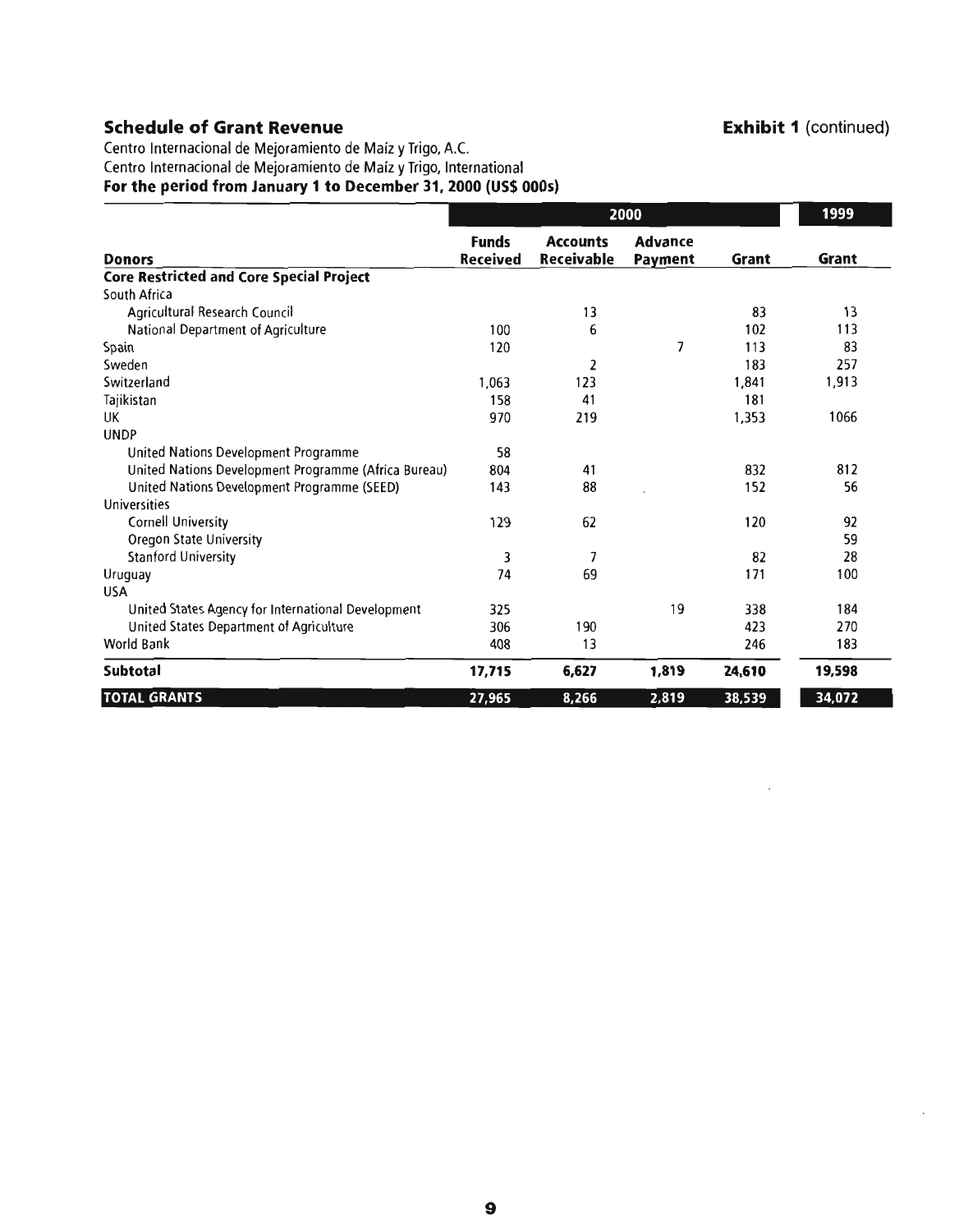## Schedule of Grant Revenue

**Exhibit 1** (continued)

Centro Internacional de Mejoramiento de Maíz y Trigo, A.C.
Centro Internacional de Mejoramiento de Maíz y Trigo, International
**For the period from January 1 to December 31, 2000 (US$ 000s)**

| | 2000 | | | | 1999 |
|---|---|---|---|---|---|
| **Donors** | **Funds Received** | **Accounts Receivable** | **Advance Payment** | **Grant** | **Grant** |
| **Core Restricted and Core Special Project** | | | | | |
| South Africa | | | | | |
| Agricultural Research Council | | 13 | | 83 | 13 |
| National Department of Agriculture | 100 | 6 | | 102 | 113 |
| Spain | 120 | | 7 | 113 | 83 |
| Sweden | | 2 | | 183 | 257 |
| Switzerland | 1,063 | 123 | | 1,841 | 1,913 |
| Tajikistan | 158 | 41 | | 181 | |
| UK | 970 | 219 | | 1,353 | 1066 |
| UNDP | | | | | |
| United Nations Development Programme | 58 | | | | |
| United Nations Development Programme (Africa Bureau) | 804 | 41 | | 832 | 812 |
| United Nations Development Programme (SEED) | 143 | 88 | | 152 | 56 |
| Universities | | | | | |
| Cornell University | 129 | 62 | | 120 | 92 |
| Oregon State University | | | | | 59 |
| Stanford University | 3 | 7 | | 82 | 28 |
| Uruguay | 74 | 69 | | 171 | 100 |
| USA | | | | | |
| United States Agency for International Development | 325 | | 19 | 338 | 184 |
| United States Department of Agriculture | 306 | 190 | | 423 | 270 |
| World Bank | 408 | 13 | | 246 | 183 |
| **Subtotal** | **17,715** | **6,627** | **1,819** | **24,610** | **19,598** |
| **TOTAL GRANTS** | **27,965** | **8,266** | **2,819** | **38,539** | **34,072** |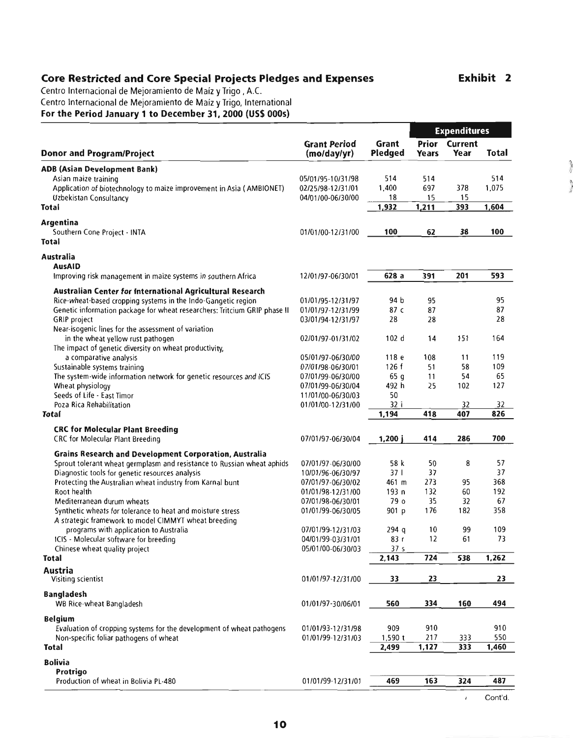## Core Restricted and Core Special Projects Pledges and Expenses

**Exhibit 2**

Centro Internacional de Mejoramiento de Maíz y Trigo , A.C.
Centro Internacional de Mejoramiento de Maíz y Trigo, International
**For the Period January 1 to December 31, 2000 (US$ 000s)**

| Donor and Program/Project | Grant Period (mo/day/yr) | Grant Pledged | Expenditures | | |
|---|---|---|---|---|---|
| | | | Prior Years | Current Year | Total |
| **ADB (Asian Development Bank)** | | | | | |
| Asian maize training | 05/01/95-10/31/98 | 514 | 514 | | 514 |
| Application of biotechnology to maize improvement in Asia ( AMBIONET) | 02/25/98-12/31/01 | 1,400 | 697 | 378 | 1,075 |
| Uzbekistan Consultancy | 04/01/00-06/30/00 | 18 | 15 | 15 | |
| **Total** | | 1,932 | 1,211 | 393 | 1,604 |
| **Argentina** | | | | | |
| Southern Cone Project - INTA | 01/01/00-12/31/00 | 100 | 62 | 38 | 100 |
| **Total** | | | | | |
| **Australia** | | | | | |
| **AusAID** | | | | | |
| Improving risk management in maize systems in southern Africa | 12/01/97-06/30/01 | 628 a | 391 | 201 | 593 |
| **Australian Center for International Agricultural Research** | | | | | |
| Rice-wheat-based cropping systems in the Indo-Gangetic region | 01/01/95-12/31/97 | 94 b | 95 | | 95 |
| Genetic information package for wheat researchers: Tritcium GRIP phase II | 01/01/97-12/31/99 | 87 c | 87 | | 87 |
| GRIP project | 03/01/94-12/31/97 | 28 | 28 | | 28 |
| Near-isogenic lines for the assessment of variation in the wheat yellow rust pathogen | 02/01/97-01/31/02 | 102 d | 14 | 151 | 164 |
| The impact of genetic diversity on wheat productivity, a comparative analysis | 05/01/97-06/30/00 | 118 e | 108 | 11 | 119 |
| Sustainable systems training | 07/01/98-06/30/01 | 126 f | 51 | 58 | 109 |
| The system-wide information network for genetic resources and ICIS | 07/01/99-06/30/00 | 65 g | 11 | 54 | 65 |
| Wheat physiology | 07/01/99-06/30/04 | 492 h | 25 | 102 | 127 |
| Seeds of Life - East Timor | 11/01/00-06/30/03 | 50 | | | |
| Poza Rica Rehabilitation | 01/01/00-12/31/00 | 32 i | | 32 | 32 |
| **Total** | | 1,194 | 418 | 407 | 826 |
| **CRC for Molecular Plant Breeding** | | | | | |
| CRC for Molecular Plant Breeding | 07/01/97-06/30/04 | 1,200 j | 414 | 286 | 700 |
| **Grains Research and Development Corporation, Australia** | | | | | |
| Sprout tolerant wheat germplasm and resistance to Russian wheat aphids | 07/01/97-06/30/00 | 58 k | 50 | 8 | 57 |
| Diagnostic tools for genetic resources analysis | 10/01/96-06/30/97 | 37 l | 37 | | 37 |
| Protecting the Australian wheat industry from Karnal bunt | 07/01/97-06/30/02 | 461 m | 273 | 95 | 368 |
| Root health | 01/01/98-12/31/00 | 193 n | 132 | 60 | 192 |
| Mediterranean durum wheats | 07/01/98-06/30/01 | 79 o | 35 | 32 | 67 |
| Synthetic wheats for tolerance to heat and moisture stress | 01/01/99-06/30/05 | 901 p | 176 | 182 | 358 |
| A strategic framework to model CIMMYT wheat breeding programs with application to Australia | 07/01/99-12/31/03 | 294 q | 10 | 99 | 109 |
| ICIS - Molecular software for breeding | 04/01/99-03/31/01 | 83 r | 12 | 61 | 73 |
| Chinese wheat quality project | 05/01/00-06/30/03 | 37 s | | | |
| **Total** | | 2,143 | 724 | 538 | 1,262 |
| **Austria** | | | | | |
| Visiting scientist | 01/01/97-12/31/00 | 33 | 23 | | 23 |
| **Bangladesh** | | | | | |
| WB Rice-wheat Bangladesh | 01/01/97-30/06/01 | 560 | 334 | 160 | 494 |
| **Belgium** | | | | | |
| Evaluation of cropping systems for the development of wheat pathogens | 01/01/93-12/31/98 | 909 | 910 | | 910 |
| Non-specific foliar pathogens of wheat | 01/01/99-12/31/03 | 1,590 t | 217 | 333 | 550 |
| **Total** | | 2,499 | 1,127 | 333 | 1,460 |
| **Bolivia** | | | | | |
| **Protrigo** | | | | | |
| Production of wheat in Bolivia PL-480 | 01/01/99-12/31/01 | 469 | 163 | 324 | 487 |

Cont'd.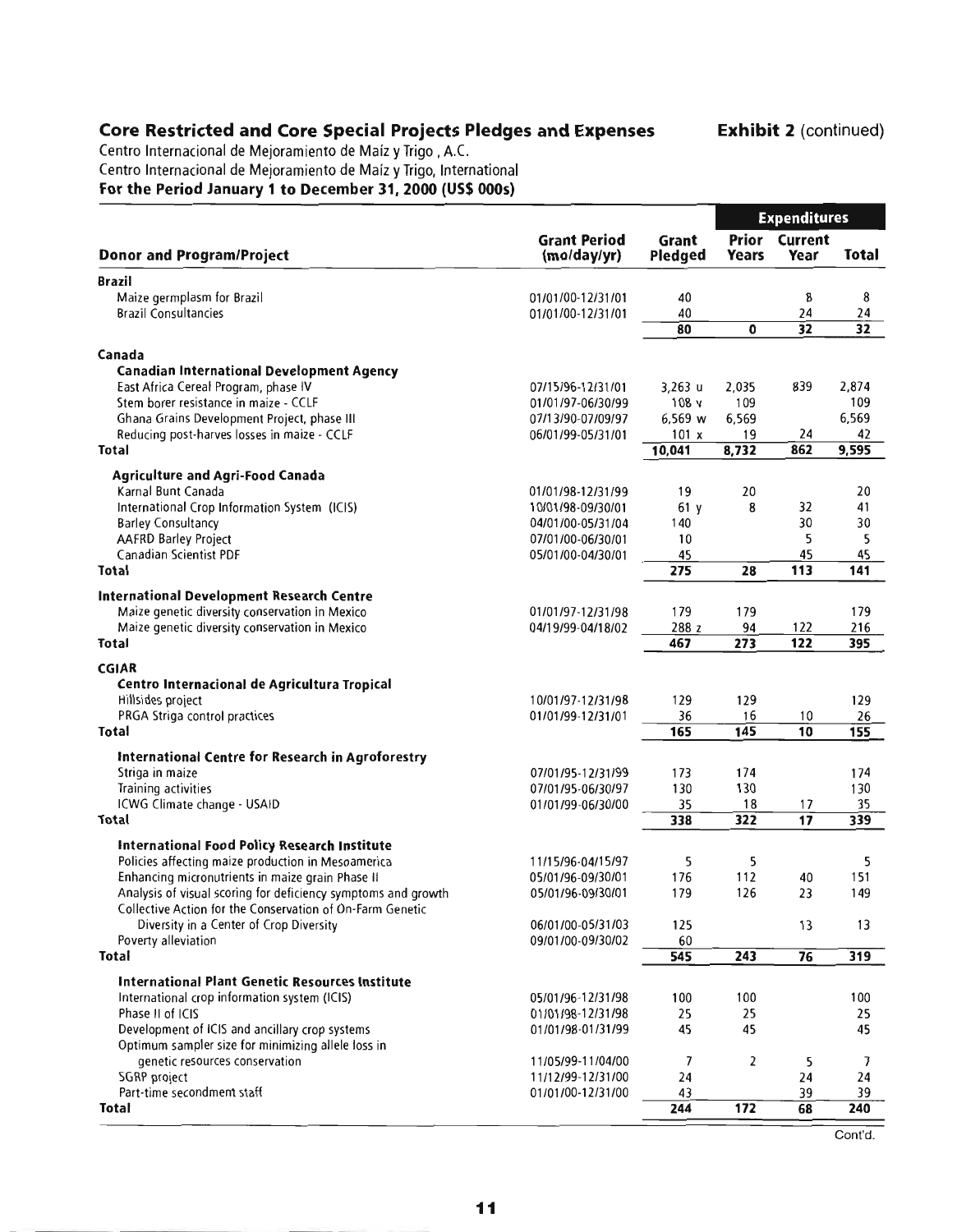## Core Restricted and Core Special Projects Pledges and Expenses

**Exhibit 2** (continued)

Centro Internacional de Mejoramiento de Maíz y Trigo , A.C.
Centro Internacional de Mejoramiento de Maíz y Trigo, International
**For the Period January 1 to December 31, 2000 (US$ 000s)**

| Donor and Program/Project | Grant Period (mo/day/yr) | Grant Pledged | Expenditures: Prior Years | Expenditures: Current Year | Expenditures: Total |
|---|---|---|---|---|---|
| **Brazil** | | | | | |
| Maize germplasm for Brazil | 01/01/00-12/31/01 | 40 | | 8 | 8 |
| Brazil Consultancies | 01/01/00-12/31/01 | 40 | | 24 | 24 |
| | | 80 | 0 | 32 | 32 |
| **Canada** | | | | | |
| **Canadian International Development Agency** | | | | | |
| East Africa Cereal Program, phase IV | 07/15/96-12/31/01 | 3,263 u | 2,035 | 839 | 2,874 |
| Stem borer resistance in maize - CCLF | 01/01/97-06/30/99 | 108 v | 109 | | 109 |
| Ghana Grains Development Project, phase III | 07/13/90-07/09/97 | 6,569 w | 6,569 | | 6,569 |
| Reducing post-harves losses in maize - CCLF | 06/01/99-05/31/01 | 101 x | 19 | 24 | 42 |
| **Total** | | 10,041 | 8,732 | 862 | 9,595 |
| **Agriculture and Agri-Food Canada** | | | | | |
| Karnal Bunt Canada | 01/01/98-12/31/99 | 19 | 20 | | 20 |
| International Crop Information System (ICIS) | 10/01/98-09/30/01 | 61 y | 8 | 32 | 41 |
| Barley Consultancy | 04/01/00-05/31/04 | 140 | | 30 | 30 |
| AAFRD Barley Project | 07/01/00-06/30/01 | 10 | | 5 | 5 |
| Canadian Scientist PDF | 05/01/00-04/30/01 | 45 | | 45 | 45 |
| **Total** | | 275 | 28 | 113 | 141 |
| **International Development Research Centre** | | | | | |
| Maize genetic diversity conservation in Mexico | 01/01/97-12/31/98 | 179 | 179 | | 179 |
| Maize genetic diversity conservation in Mexico | 04/19/99-04/18/02 | 288 z | 94 | 122 | 216 |
| **Total** | | 467 | 273 | 122 | 395 |
| **CGIAR** | | | | | |
| **Centro Internacional de Agricultura Tropical** | | | | | |
| Hillsides project | 10/01/97-12/31/98 | 129 | 129 | | 129 |
| PRGA Striga control practices | 01/01/99-12/31/01 | 36 | 16 | 10 | 26 |
| **Total** | | 165 | 145 | 10 | 155 |
| **International Centre for Research in Agroforestry** | | | | | |
| Striga in maize | 07/01/95-12/31/99 | 173 | 174 | | 174 |
| Training activities | 07/01/95-06/30/97 | 130 | 130 | | 130 |
| ICWG Climate change - USAID | 01/01/99-06/30/00 | 35 | 18 | 17 | 35 |
| **Total** | | 338 | 322 | 17 | 339 |
| **International Food Policy Research Institute** | | | | | |
| Policies affecting maize production in Mesoamerica | 11/15/96-04/15/97 | 5 | 5 | | 5 |
| Enhancing micronutrients in maize grain Phase II | 05/01/96-09/30/01 | 176 | 112 | 40 | 151 |
| Analysis of visual scoring for deficiency symptoms and growth | 05/01/96-09/30/01 | 179 | 126 | 23 | 149 |
| Collective Action for the Conservation of On-Farm Genetic Diversity in a Center of Crop Diversity | 06/01/00-05/31/03 | 125 | | 13 | 13 |
| Poverty alleviation | 09/01/00-09/30/02 | 60 | | | |
| **Total** | | 545 | 243 | 76 | 319 |
| **International Plant Genetic Resources Institute** | | | | | |
| International crop information system (ICIS) | 05/01/96-12/31/98 | 100 | 100 | | 100 |
| Phase II of ICIS | 01/01/98-12/31/98 | 25 | 25 | | 25 |
| Development of ICIS and ancillary crop systems | 01/01/98-01/31/99 | 45 | 45 | | 45 |
| Optimum sampler size for minimizing allele loss in genetic resources conservation | 11/05/99-11/04/00 | 7 | 2 | 5 | 7 |
| SGRP project | 11/12/99-12/31/00 | 24 | | 24 | 24 |
| Part-time secondment staff | 01/01/00-12/31/00 | 43 | | 39 | 39 |
| **Total** | | 244 | 172 | 68 | 240 |

Cont'd.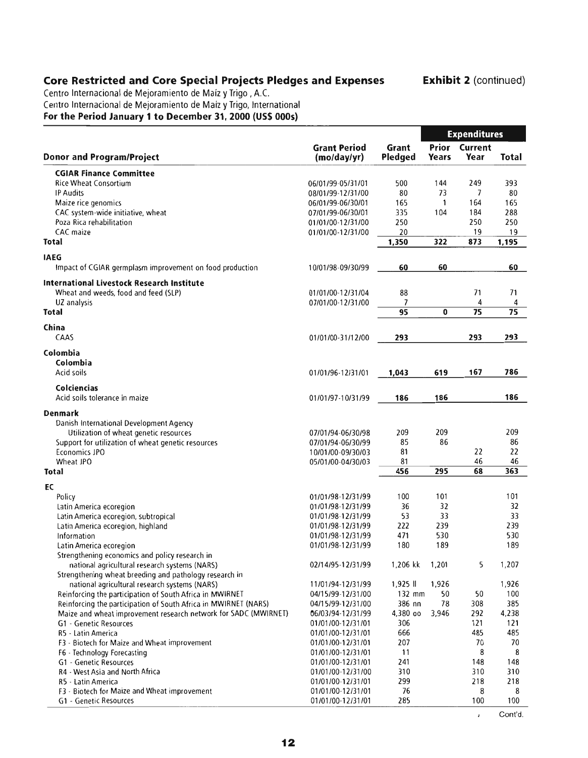## Core Restricted and Core Special Projects Pledges and Expenses

**Exhibit 2** (continued)

Centro Internacional de Mejoramiento de Maíz y Trigo , A.C.
Centro Internacional de Mejoramiento de Maíz y Trigo, International
**For the Period January 1 to December 31, 2000 (US$ 000s)**

| Donor and Program/Project | Grant Period (mo/day/yr) | Grant Pledged | Expenditures Prior Years | Expenditures Current Year | Expenditures Total |
|---|---|---|---|---|---|
| **CGIAR Finance Committee** | | | | | |
| Rice Wheat Consortium | 06/01/99-05/31/01 | 500 | 144 | 249 | 393 |
| IP Audits | 08/01/99-12/31/00 | 80 | 73 | 7 | 80 |
| Maize rice genomics | 06/01/99-06/30/01 | 165 | 1 | 164 | 165 |
| CAC system-wide initiative, wheat | 07/01/99-06/30/01 | 335 | 104 | 184 | 288 |
| Poza Rica rehabilitation | 01/01/00-12/31/00 | 250 | | 250 | 250 |
| CAC maize | 01/01/00-12/31/00 | 20 | | 19 | 19 |
| **Total** | | **1,350** | **322** | **873** | **1,195** |
| **IAEG** | | | | | |
| Impact of CGIAR germplasm improvement on food production | 10/01/98-09/30/99 | **60** | **60** | | **60** |
| **International Livestock Research Institute** | | | | | |
| Wheat and weeds, food and feed (SLP) | 01/01/00-12/31/04 | 88 | | 71 | 71 |
| UZ analysis | 07/01/00-12/31/00 | 7 | | 4 | 4 |
| **Total** | | **95** | **0** | **75** | **75** |
| **China** | | | | | |
| CAAS | 01/01/00-31/12/00 | **293** | | **293** | **293** |
| **Colombia** | | | | | |
| **Colombia** | | | | | |
| Acid soils | 01/01/96-12/31/01 | **1,043** | **619** | **167** | **786** |
| **Colciencias** | | | | | |
| Acid soils tolerance in maize | 01/01/97-10/31/99 | **186** | **186** | | **186** |
| **Denmark** | | | | | |
| Danish International Development Agency | | | | | |
| Utilization of wheat genetic resources | 07/01/94-06/30/98 | 209 | 209 | | 209 |
| Support for utilization of wheat genetic resources | 07/01/94-06/30/99 | 85 | 86 | | 86 |
| Economics JPO | 10/01/00-09/30/03 | 81 | | 22 | 22 |
| Wheat JPO | 05/01/00-04/30/03 | 81 | | 46 | 46 |
| **Total** | | **456** | **295** | **68** | **363** |
| **EC** | | | | | |
| Policy | 01/01/98-12/31/99 | 100 | 101 | | 101 |
| Latin America ecoregion | 01/01/98-12/31/99 | 36 | 32 | | 32 |
| Latin America ecoregion, subtropical | 01/01/98-12/31/99 | 53 | 33 | | 33 |
| Latin America ecoregion, highland | 01/01/98-12/31/99 | 222 | 239 | | 239 |
| Information | 01/01/98-12/31/99 | 471 | 530 | | 530 |
| Latin America ecoregion | 01/01/98-12/31/99 | 180 | 189 | | 189 |
| Strengthening economics and policy research in national agricultural research systems (NARS) | 02/14/95-12/31/99 | 1,206 kk | 1,201 | 5 | 1,207 |
| Strengthening wheat breeding and pathology research in national agricultural research systems (NARS) | 11/01/94-12/31/99 | 1,925 ll | 1,926 | | 1,926 |
| Reinforcing the participation of South Africa in MWIRNET | 04/15/99-12/31/00 | 132 mm | 50 | 50 | 100 |
| Reinforcing the participation of South Africa in MWIRNET (NARS) | 04/15/99-12/31/00 | 386 nn | 78 | 308 | 385 |
| Maize and wheat improvement research network for SADC (MWIRNET) | 06/03/94-12/31/99 | 4,380 oo | 3,946 | 292 | 4,238 |
| G1 - Genetic Resources | 01/01/00-12/31/01 | 306 | | 121 | 121 |
| R5 - Latin America | 01/01/00-12/31/01 | 666 | | 485 | 485 |
| F3 - Biotech for Maize and Wheat improvement | 01/01/00-12/31/01 | 207 | | 70 | 70 |
| F6 - Technology Forecasting | 01/01/00-12/31/01 | 11 | | 8 | 8 |
| G1 - Genetic Resources | 01/01/00-12/31/01 | 241 | | 148 | 148 |
| R4 - West Asia and North Africa | 01/01/00-12/31/00 | 310 | | 310 | 310 |
| R5 - Latin America | 01/01/00-12/31/01 | 299 | | 218 | 218 |
| F3 - Biotech for Maize and Wheat improvement | 01/01/00-12/31/01 | 76 | | 8 | 8 |
| G1 - Genetic Resources | 01/01/00-12/31/01 | 285 | | 100 | 100 |

Cont'd.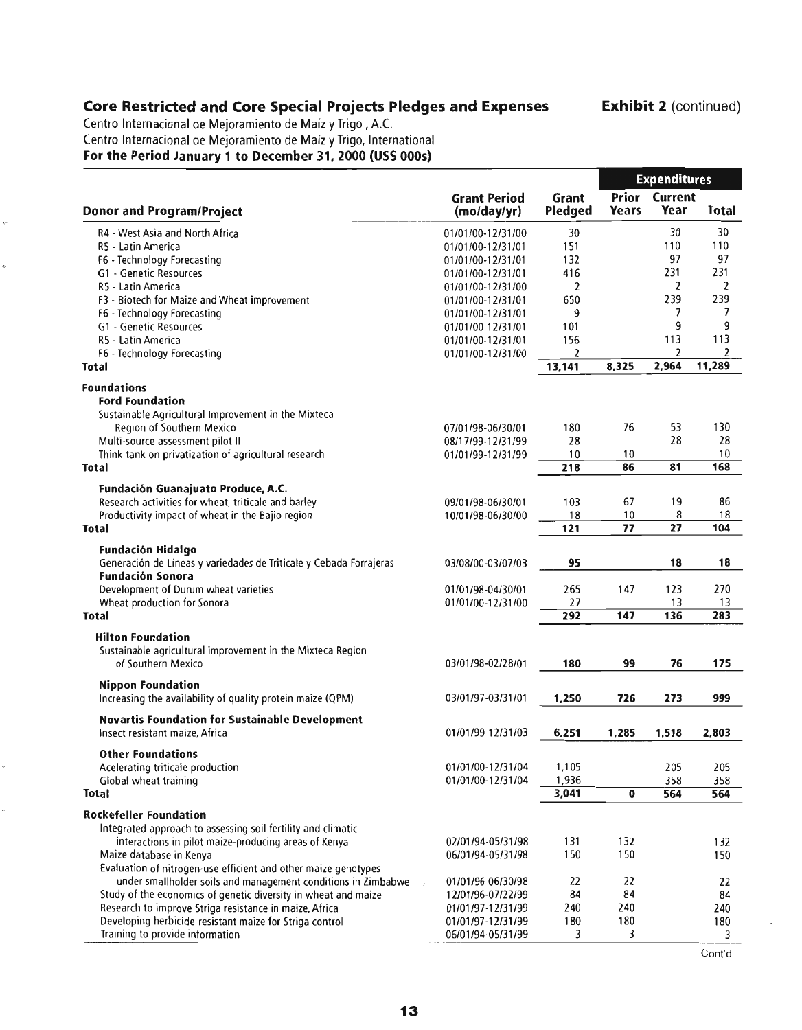## Core Restricted and Core Special Projects Pledges and Expenses

**Exhibit 2** (continued)

Centro Internacional de Mejoramiento de Maíz y Trigo , A.C.
Centro Internacional de Mejoramiento de Maiz y Trigo, International
**For the Period January 1 to December 31, 2000 (US$ 000s)**

| Donor and Program/Project | Grant Period (mo/day/yr) | Grant Pledged | Expenditures Prior Years | Expenditures Current Year | Expenditures Total |
|---|---|---|---|---|---|
| R4 - West Asia and North Africa | 01/01/00-12/31/00 | 30 | | 30 | 30 |
| R5 - Latin America | 01/01/00-12/31/01 | 151 | | 110 | 110 |
| F6 - Technology Forecasting | 01/01/00-12/31/01 | 132 | | 97 | 97 |
| G1 - Genetic Resources | 01/01/00-12/31/01 | 416 | | 231 | 231 |
| R5 - Latin America | 01/01/00-12/31/00 | 2 | | 2 | 2 |
| F3 - Biotech for Maize and Wheat improvement | 01/01/00-12/31/01 | 650 | | 239 | 239 |
| F6 - Technology Forecasting | 01/01/00-12/31/01 | 9 | | 7 | 7 |
| G1 - Genetic Resources | 01/01/00-12/31/01 | 101 | | 9 | 9 |
| R5 - Latin America | 01/01/00-12/31/01 | 156 | | 113 | 113 |
| F6 - Technology Forecasting | 01/01/00-12/31/00 | 2 | | 2 | 2 |
| **Total** | | 13,141 | 8,325 | 2,964 | 11,289 |
| **Foundations** | | | | | |
| **Ford Foundation** | | | | | |
| Sustainable Agricultural Improvement in the Mixteca Region of Southern Mexico | 07/01/98-06/30/01 | 180 | 76 | 53 | 130 |
| Multi-source assessment pilot II | 08/17/99-12/31/99 | 28 | | 28 | 28 |
| Think tank on privatization of agricultural research | 01/01/99-12/31/99 | 10 | 10 | | 10 |
| **Total** | | **218** | **86** | **81** | **168** |
| **Fundación Guanajuato Produce, A.C.** | | | | | |
| Research activities for wheat, triticale and barley | 09/01/98-06/30/01 | 103 | 67 | 19 | 86 |
| Productivity impact of wheat in the Bajio region | 10/01/98-06/30/00 | 18 | 10 | 8 | 18 |
| **Total** | | **121** | **77** | **27** | **104** |
| **Fundación Hidalgo** | | | | | |
| Generación de Líneas y variedades de Triticale y Cebada Forrajeras | 03/08/00-03/07/03 | **95** | | **18** | **18** |
| **Fundación Sonora** | | | | | |
| Development of Durum wheat varieties | 01/01/98-04/30/01 | 265 | 147 | 123 | 270 |
| Wheat production for Sonora | 01/01/00-12/31/00 | 27 | | 13 | 13 |
| **Total** | | **292** | **147** | **136** | **283** |
| **Hilton Foundation** | | | | | |
| Sustainable agricultural improvement in the Mixteca Region of Southern Mexico | 03/01/98-02/28/01 | **180** | **99** | **76** | **175** |
| **Nippon Foundation** | | | | | |
| Increasing the availability of quality protein maize (QPM) | 03/01/97-03/31/01 | **1,250** | **726** | **273** | **999** |
| **Novartis Foundation for Sustainable Development** | | | | | |
| Insect resistant maize, Africa | 01/01/99-12/31/03 | **6,251** | **1,285** | **1,518** | **2,803** |
| **Other Foundations** | | | | | |
| Acelerating triticale production | 01/01/00-12/31/04 | 1,105 | | 205 | 205 |
| Global wheat training | 01/01/00-12/31/04 | 1,936 | | 358 | 358 |
| **Total** | | **3,041** | **0** | **564** | **564** |
| **Rockefeller Foundation** | | | | | |
| Integrated approach to assessing soil fertility and climatic interactions in pilot maize-producing areas of Kenya | 02/01/94-05/31/98 | 131 | 132 | | 132 |
| Maize database in Kenya | 06/01/94-05/31/98 | 150 | 150 | | 150 |
| Evaluation of nitrogen-use efficient and other maize genotypes under smallholder soils and management conditions in Zimbabwe | 01/01/96-06/30/98 | 22 | 22 | | 22 |
| Study of the economics of genetic diversity in wheat and maize | 12/01/96-07/22/99 | 84 | 84 | | 84 |
| Research to improve Striga resistance in maize, Africa | 01/01/97-12/31/99 | 240 | 240 | | 240 |
| Developing herbicide-resistant maize for Striga control | 01/01/97-12/31/99 | 180 | 180 | | 180 |
| Training to provide information | 06/01/94-05/31/99 | 3 | 3 | | 3 |

Cont'd.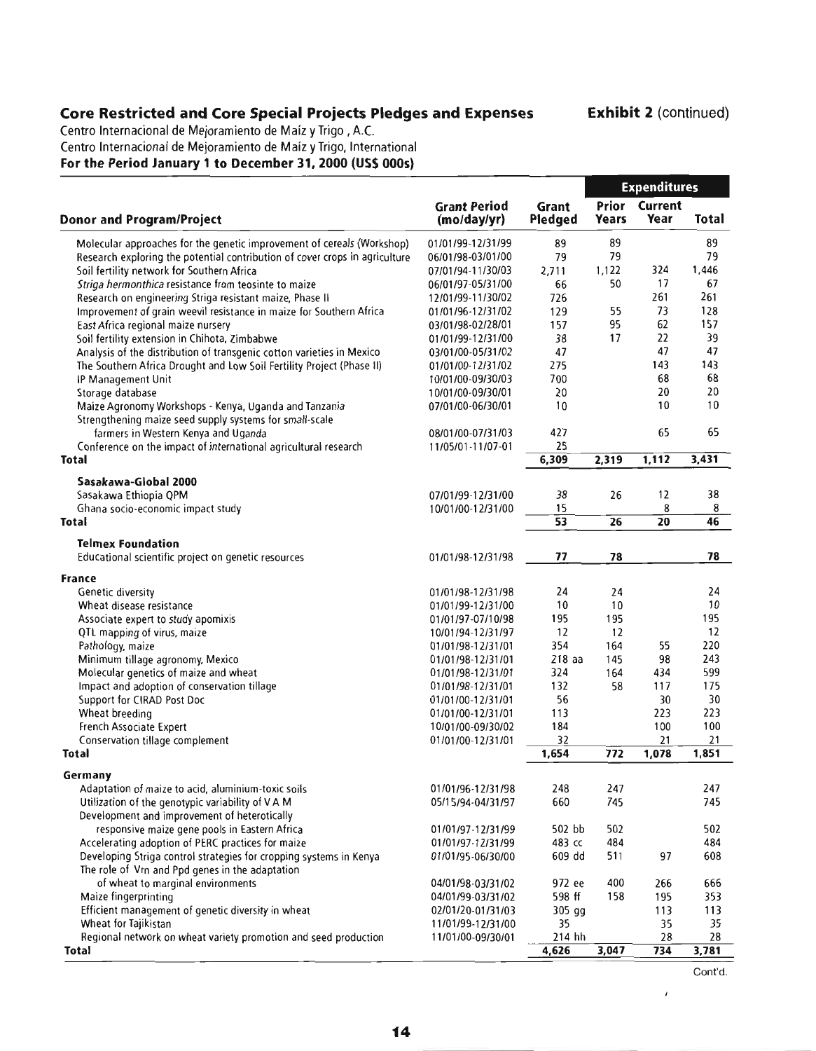## Core Restricted and Core Special Projects Pledges and Expenses

**Exhibit 2** (continued)

Centro Internacional de Mejoramiento de Maíz y Trigo , A.C.
Centro Internacional de Mejoramiento de Maíz y Trigo, International
**For the Period January 1 to December 31, 2000 (US$ 000s)**

| Donor and Program/Project | Grant Period (mo/day/yr) | Grant Pledged | Expenditures | | |
|---|---|---|---|---|---|
| | | | Prior Years | Current Year | Total |
| Molecular approaches for the genetic improvement of cereals (Workshop) | 01/01/99-12/31/99 | 89 | 89 | | 89 |
| Research exploring the potential contribution of cover crops in agriculture | 06/01/98-03/01/00 | 79 | 79 | | 79 |
| Soil fertility network for Southern Africa | 07/01/94-11/30/03 | 2,711 | 1,122 | 324 | 1,446 |
| *Striga hermonthica* resistance from teosinte to maize | 06/01/97-05/31/00 | 66 | 50 | 17 | 67 |
| Research on engineering Striga resistant maize, Phase II | 12/01/99-11/30/02 | 726 | | 261 | 261 |
| Improvement of grain weevil resistance in maize for Southern Africa | 01/01/96-12/31/02 | 129 | 55 | 73 | 128 |
| East Africa regional maize nursery | 03/01/98-02/28/01 | 157 | 95 | 62 | 157 |
| Soil fertility extension in Chihota, Zimbabwe | 01/01/99-12/31/00 | 38 | 17 | 22 | 39 |
| Analysis of the distribution of transgenic cotton varieties in Mexico | 03/01/00-05/31/02 | 47 | | 47 | 47 |
| The Southern Africa Drought and Low Soil Fertility Project (Phase II) | 01/01/00-12/31/02 | 275 | | 143 | 143 |
| IP Management Unit | 10/01/00-09/30/03 | 700 | | 68 | 68 |
| Storage database | 10/01/00-09/30/01 | 20 | | 20 | 20 |
| Maize Agronomy Workshops - Kenya, Uganda and Tanzania | 07/01/00-06/30/01 | 10 | | 10 | 10 |
| Strengthening maize seed supply systems for small-scale farmers in Western Kenya and Uganda | 08/01/00-07/31/03 | 427 | | 65 | 65 |
| Conference on the impact of international agricultural research | 11/05/01-11/07-01 | 25 | | | |
| **Total** | | **6,309** | **2,319** | **1,112** | **3,431** |
| **Sasakawa-Global 2000** | | | | | |
| Sasakawa Ethiopia QPM | 07/01/99-12/31/00 | 38 | 26 | 12 | 38 |
| Ghana socio-economic impact study | 10/01/00-12/31/00 | 15 | | 8 | 8 |
| **Total** | | **53** | **26** | **20** | **46** |
| **Telmex Foundation** | | | | | |
| Educational scientific project on genetic resources | 01/01/98-12/31/98 | 77 | 78 | | 78 |
| **France** | | | | | |
| Genetic diversity | 01/01/98-12/31/98 | 24 | 24 | | 24 |
| Wheat disease resistance | 01/01/99-12/31/00 | 10 | 10 | | 10 |
| Associate expert to study apomixis | 01/01/97-07/10/98 | 195 | 195 | | 195 |
| QTL mapping of virus, maize | 10/01/94-12/31/97 | 12 | 12 | | 12 |
| Pathology, maize | 01/01/98-12/31/01 | 354 | 164 | 55 | 220 |
| Minimum tillage agronomy, Mexico | 01/01/98-12/31/01 | 218 aa | 145 | 98 | 243 |
| Molecular genetics of maize and wheat | 01/01/98-12/31/01 | 324 | 164 | 434 | 599 |
| Impact and adoption of conservation tillage | 01/01/98-12/31/01 | 132 | 58 | 117 | 175 |
| Support for CIRAD Post Doc | 01/01/00-12/31/01 | 56 | | 30 | 30 |
| Wheat breeding | 01/01/00-12/31/01 | 113 | | 223 | 223 |
| French Associate Expert | 10/01/00-09/30/02 | 184 | | 100 | 100 |
| Conservation tillage complement | 01/01/00-12/31/01 | 32 | | 21 | 21 |
| **Total** | | **1,654** | **772** | **1,078** | **1,851** |
| **Germany** | | | | | |
| Adaptation of maize to acid, aluminium-toxic soils | 01/01/96-12/31/98 | 248 | 247 | | 247 |
| Utilization of the genotypic variability of V A M | 05/15/94-04/31/97 | 660 | 745 | | 745 |
| Development and improvement of heterotically responsive maize gene pools in Eastern Africa | 01/01/97-12/31/99 | 502 bb | 502 | | 502 |
| Accelerating adoption of PERC practices for maize | 01/01/97-12/31/99 | 483 cc | 484 | | 484 |
| Developing Striga control strategies for cropping systems in Kenya | 01/01/95-06/30/00 | 609 dd | 511 | 97 | 608 |
| The role of Vrn and Ppd genes in the adaptation of wheat to marginal environments | 04/01/98-03/31/02 | 972 ee | 400 | 266 | 666 |
| Maize fingerprinting | 04/01/99-03/31/02 | 598 ff | 158 | 195 | 353 |
| Efficient management of genetic diversity in wheat | 02/01/20-01/31/03 | 305 gg | | 113 | 113 |
| Wheat for Tajikistan | 11/01/99-12/31/00 | 35 | | 35 | 35 |
| Regional network on wheat variety promotion and seed production | 11/01/00-09/30/01 | 214 hh | | 28 | 28 |
| **Total** | | **4,626** | **3,047** | **734** | **3,781** |

Cont'd.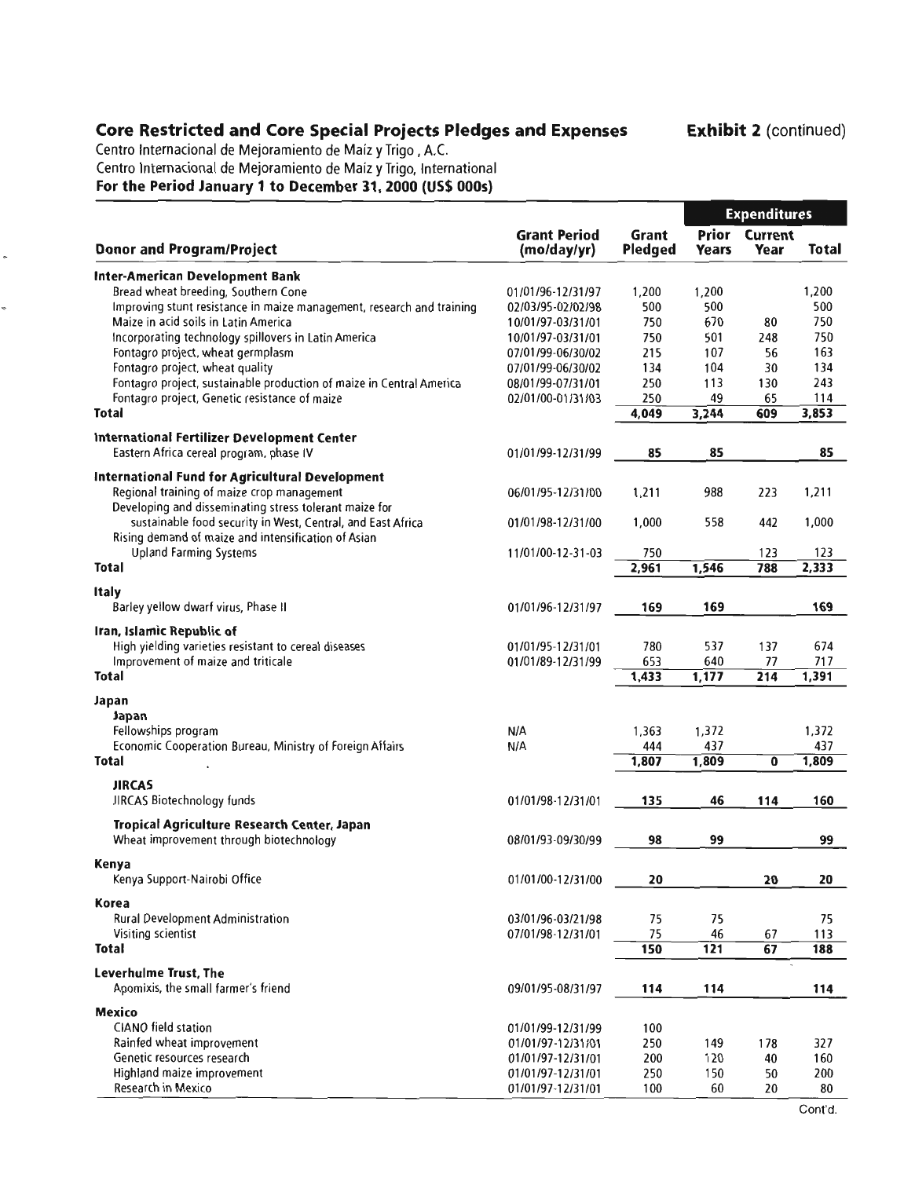## Core Restricted and Core Special Projects Pledges and Expenses

**Exhibit 2** (continued)

Centro Internacional de Mejoramiento de Maíz y Trigo , A.C.
Centro Internacional de Mejoramiento de Maíz y Trigo, International
**For the Period January 1 to December 31, 2000 (US$ 000s)**

| Donor and Program/Project | Grant Period (mo/day/yr) | Grant Pledged | Expenditures | | |
|---|---|---|---|---|---|
| | | | Prior Years | Current Year | Total |
| **Inter-American Development Bank** | | | | | |
| Bread wheat breeding, Southern Cone | 01/01/96-12/31/97 | 1,200 | 1,200 | | 1,200 |
| Improving stunt resistance in maize management, research and training | 02/03/95-02/02/98 | 500 | 500 | | 500 |
| Maize in acid soils in Latin America | 10/01/97-03/31/01 | 750 | 670 | 80 | 750 |
| Incorporating technology spillovers in Latin America | 10/01/97-03/31/01 | 750 | 501 | 248 | 750 |
| Fontagro project, wheat germplasm | 07/01/99-06/30/02 | 215 | 107 | 56 | 163 |
| Fontagro project, wheat quality | 07/01/99-06/30/02 | 134 | 104 | 30 | 134 |
| Fontagro project, sustainable production of maize in Central America | 08/01/99-07/31/01 | 250 | 113 | 130 | 243 |
| Fontagro project, Genetic resistance of maize | 02/01/00-01/31/03 | 250 | 49 | 65 | 114 |
| **Total** | | 4,049 | 3,244 | 609 | 3,853 |
| **International Fertilizer Development Center** | | | | | |
| Eastern Africa cereal program, phase IV | 01/01/99-12/31/99 | 85 | 85 | | 85 |
| **International Fund for Agricultural Development** | | | | | |
| Regional training of maize crop management | 06/01/95-12/31/00 | 1,211 | 988 | 223 | 1,211 |
| Developing and disseminating stress tolerant maize for sustainable food security in West, Central, and East Africa | 01/01/98-12/31/00 | 1,000 | 558 | 442 | 1,000 |
| Rising demand of maize and intensification of Asian Upland Farming Systems | 11/01/00-12-31-03 | 750 | | 123 | 123 |
| **Total** | | 2,961 | 1,546 | 788 | 2,333 |
| **Italy** | | | | | |
| Barley yellow dwarf virus, Phase II | 01/01/96-12/31/97 | 169 | 169 | | 169 |
| **Iran, Islamic Republic of** | | | | | |
| High yielding varieties resistant to cereal diseases | 01/01/95-12/31/01 | 780 | 537 | 137 | 674 |
| Improvement of maize and triticale | 01/01/89-12/31/99 | 653 | 640 | 77 | 717 |
| **Total** | | 1,433 | 1,177 | 214 | 1,391 |
| **Japan** | | | | | |
| **Japan** | | | | | |
| Fellowships program | N/A | 1,363 | 1,372 | | 1,372 |
| Economic Cooperation Bureau, Ministry of Foreign Affairs | N/A | 444 | 437 | | 437 |
| **Total** | | 1,807 | 1,809 | 0 | 1,809 |
| **JIRCAS** | | | | | |
| JIRCAS Biotechnology funds | 01/01/98-12/31/01 | 135 | 46 | 114 | 160 |
| **Tropical Agriculture Research Center, Japan** | | | | | |
| Wheat improvement through biotechnology | 08/01/93-09/30/99 | 98 | 99 | | 99 |
| **Kenya** | | | | | |
| Kenya Support-Nairobi Office | 01/01/00-12/31/00 | 20 | | 20 | 20 |
| **Korea** | | | | | |
| Rural Development Administration | 03/01/96-03/21/98 | 75 | 75 | | 75 |
| Visiting scientist | 07/01/98-12/31/01 | 75 | 46 | 67 | 113 |
| **Total** | | 150 | 121 | 67 | 188 |
| **Leverhulme Trust, The** | | | | | |
| Apomixis, the small farmer's friend | 09/01/95-08/31/97 | 114 | 114 | | 114 |
| **Mexico** | | | | | |
| CIANO field station | 01/01/99-12/31/99 | 100 | | | |
| Rainfed wheat improvement | 01/01/97-12/31/01 | 250 | 149 | 178 | 327 |
| Genetic resources research | 01/01/97-12/31/01 | 200 | 120 | 40 | 160 |
| Highland maize improvement | 01/01/97-12/31/01 | 250 | 150 | 50 | 200 |
| Research in Mexico | 01/01/97-12/31/01 | 100 | 60 | 20 | 80 |

Cont'd.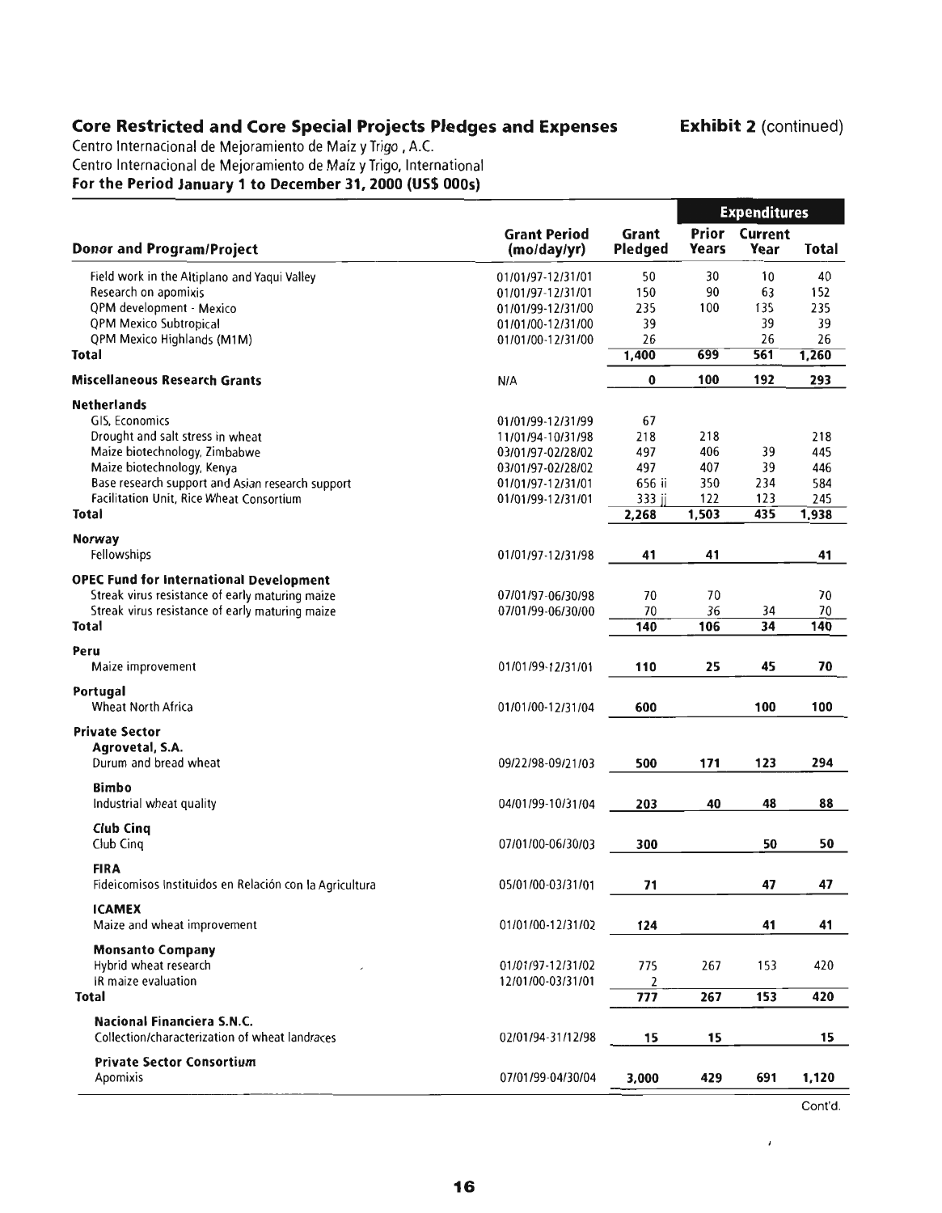## Core Restricted and Core Special Projects Pledges and Expenses

**Exhibit 2** (continued)

Centro Internacional de Mejoramiento de Maíz y Trigo , A.C.
Centro Internacional de Mejoramiento de Maíz y Trigo, International
**For the Period January 1 to December 31, 2000 (US$ 000s)**

| Donor and Program/Project | Grant Period (mo/day/yr) | Grant Pledged | Expenditures Prior Years | Current Year | Total |
|---|---|---|---|---|---|
| Field work in the Altiplano and Yaqui Valley | 01/01/97-12/31/01 | 50 | 30 | 10 | 40 |
| Research on apomixis | 01/01/97-12/31/01 | 150 | 90 | 63 | 152 |
| QPM development - Mexico | 01/01/99-12/31/00 | 235 | 100 | 135 | 235 |
| QPM Mexico Subtropical | 01/01/00-12/31/00 | 39 | | 39 | 39 |
| QPM Mexico Highlands (M1M) | 01/01/00-12/31/00 | 26 | | 26 | 26 |
| **Total** | | 1,400 | 699 | 561 | 1,260 |
| **Miscellaneous Research Grants** | N/A | **0** | **100** | **192** | **293** |
| **Netherlands** | | | | | |
| GIS, Economics | 01/01/99-12/31/99 | 67 | | | |
| Drought and salt stress in wheat | 11/01/94-10/31/98 | 218 | 218 | | 218 |
| Maize biotechnology, Zimbabwe | 03/01/97-02/28/02 | 497 | 406 | 39 | 445 |
| Maize biotechnology, Kenya | 03/01/97-02/28/02 | 497 | 407 | 39 | 446 |
| Base research support and Asian research support | 01/01/97-12/31/01 | 656 ii | 350 | 234 | 584 |
| Facilitation Unit, Rice Wheat Consortium | 01/01/99-12/31/01 | 333 jj | 122 | 123 | 245 |
| **Total** | | 2,268 | 1,503 | 435 | 1,938 |
| **Norway** | | | | | |
| Fellowships | 01/01/97-12/31/98 | **41** | **41** | | **41** |
| **OPEC Fund for International Development** | | | | | |
| Streak virus resistance of early maturing maize | 07/01/97-06/30/98 | 70 | 70 | | 70 |
| Streak virus resistance of early maturing maize | 07/01/99-06/30/00 | 70 | 36 | 34 | 70 |
| **Total** | | 140 | 106 | 34 | 140 |
| **Peru** | | | | | |
| Maize improvement | 01/01/99-12/31/01 | **110** | **25** | **45** | **70** |
| **Portugal** | | | | | |
| Wheat North Africa | 01/01/00-12/31/04 | **600** | | **100** | **100** |
| **Private Sector** | | | | | |
| **Agrovetal, S.A.** | | | | | |
| Durum and bread wheat | 09/22/98-09/21/03 | **500** | **171** | **123** | **294** |
| **Bimbo** | | | | | |
| Industrial wheat quality | 04/01/99-10/31/04 | **203** | **40** | **48** | **88** |
| **Club Cinq** | | | | | |
| Club Cinq | 07/01/00-06/30/03 | **300** | | **50** | **50** |
| **FIRA** | | | | | |
| Fideicomisos Instituidos en Relación con la Agricultura | 05/01/00-03/31/01 | **71** | | **47** | **47** |
| **ICAMEX** | | | | | |
| Maize and wheat improvement | 01/01/00-12/31/02 | **124** | | **41** | **41** |
| **Monsanto Company** | | | | | |
| Hybrid wheat research | 01/01/97-12/31/02 | 775 | 267 | 153 | 420 |
| IR maize evaluation | 12/01/00-03/31/01 | 2 | | | |
| **Total** | | 777 | 267 | 153 | 420 |
| **Nacional Financiera S.N.C.** | | | | | |
| Collection/characterization of wheat landraces | 02/01/94-31/12/98 | **15** | **15** | | **15** |
| **Private Sector Consortium** | | | | | |
| Apomixis | 07/01/99-04/30/04 | **3,000** | **429** | **691** | **1,120** |

Cont'd.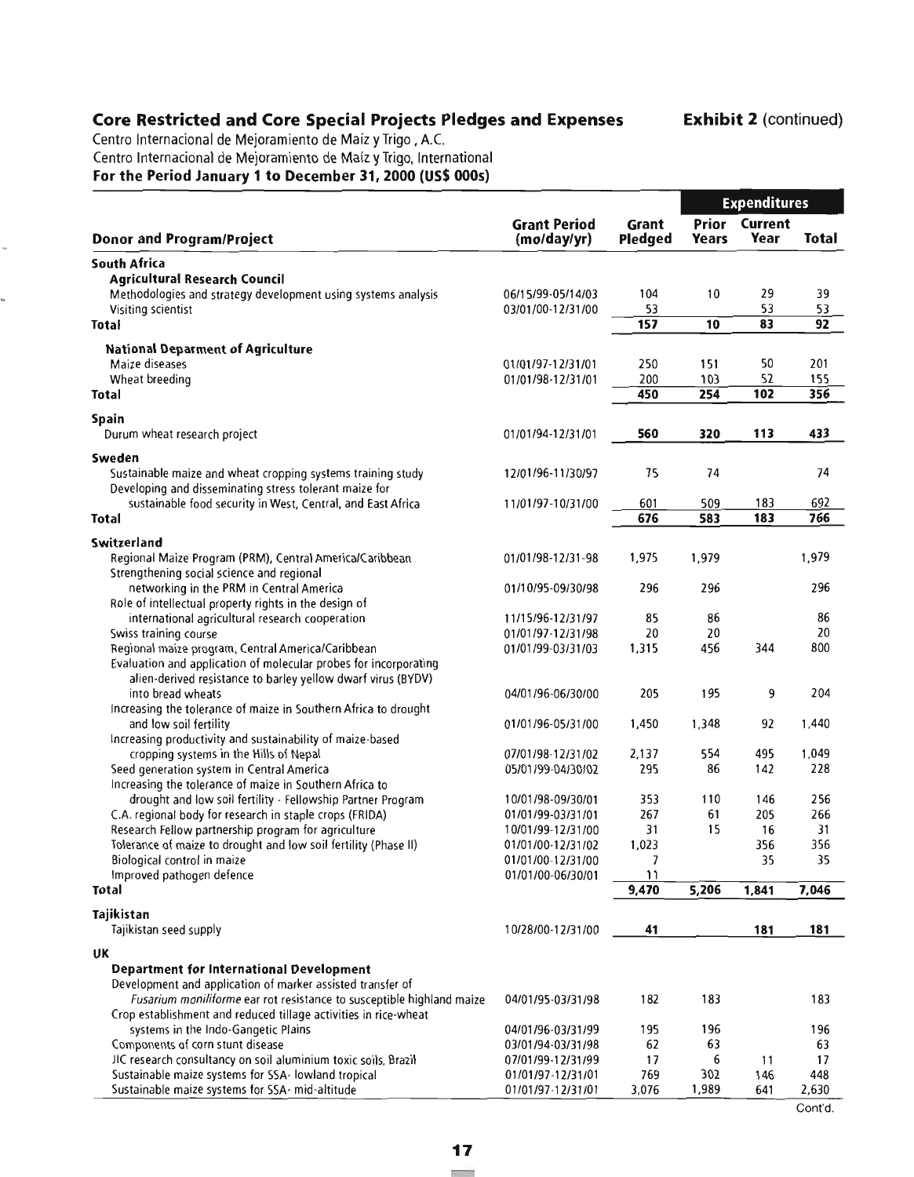## Core Restricted and Core Special Projects Pledges and Expenses

**Exhibit 2** (continued)

Centro Internacional de Mejoramiento de Maíz y Trigo , A.C.
Centro Internacional de Mejoramiento de Maíz y Trigo, International
**For the Period January 1 to December 31, 2000 (US$ 000s)**

| Donor and Program/Project | Grant Period (mo/day/yr) | Grant Pledged | Expenditures Prior Years | Current Year | Total |
|---|---|---|---|---|---|
| **South Africa** | | | | | |
| **Agricultural Research Council** | | | | | |
| Methodologies and strategy development using systems analysis | 06/15/99-05/14/03 | 104 | 10 | 29 | 39 |
| Visiting scientist | 03/01/00-12/31/00 | 53 | | 53 | 53 |
| **Total** | | **157** | **10** | **83** | **92** |
| **National Deparment of Agriculture** | | | | | |
| Maize diseases | 01/01/97-12/31/01 | 250 | 151 | 50 | 201 |
| Wheat breeding | 01/01/98-12/31/01 | 200 | 103 | 52 | 155 |
| **Total** | | **450** | **254** | **102** | **356** |
| **Spain** | | | | | |
| Durum wheat research project | 01/01/94-12/31/01 | **560** | **320** | **113** | **433** |
| **Sweden** | | | | | |
| Sustainable maize and wheat cropping systems training study | 12/01/96-11/30/97 | 75 | 74 | | 74 |
| Developing and disseminating stress tolerant maize for sustainable food security in West, Central, and East Africa | 11/01/97-10/31/00 | 601 | 509 | 183 | 692 |
| **Total** | | **676** | **583** | **183** | **766** |
| **Switzerland** | | | | | |
| Regional Maize Program (PRM), Central America/Caribbean | 01/01/98-12/31-98 | 1,975 | 1,979 | | 1,979 |
| Strengthening social science and regional networking in the PRM in Central America | 01/10/95-09/30/98 | 296 | 296 | | 296 |
| Role of intellectual property rights in the design of international agricultural research cooperation | 11/15/96-12/31/97 | 85 | 86 | | 86 |
| Swiss training course | 01/01/97-12/31/98 | 20 | 20 | | 20 |
| Regional maize program, Central America/Caribbean | 01/01/99-03/31/03 | 1,315 | 456 | 344 | 800 |
| Evaluation and application of molecular probes for incorporating alien-derived resistance to barley yellow dwarf virus (BYDV) into bread wheats | 04/01/96-06/30/00 | 205 | 195 | 9 | 204 |
| Increasing the tolerance of maize in Southern Africa to drought and low soil fertility | 01/01/96-05/31/00 | 1,450 | 1,348 | 92 | 1,440 |
| Increasing productivity and sustainability of maize-based cropping systems in the Hills of Nepal | 07/01/98-12/31/02 | 2,137 | 554 | 495 | 1,049 |
| Seed generation system in Central America | 05/01/99-04/30/02 | 295 | 86 | 142 | 228 |
| Increasing the tolerance of maize in Southern Africa to drought and low soil fertility - Fellowship Partner Program | 10/01/98-09/30/01 | 353 | 110 | 146 | 256 |
| C.A. regional body for research in staple crops (FRIDA) | 01/01/99-03/31/01 | 267 | 61 | 205 | 266 |
| Research Fellow partnership program for agriculture | 10/01/99-12/31/00 | 31 | 15 | 16 | 31 |
| Tolerance of maize to drought and low soil fertility (Phase II) | 01/01/00-12/31/02 | 1,023 | | 356 | 356 |
| Biological control in maize | 01/01/00-12/31/00 | 7 | | 35 | 35 |
| Improved pathogen defence | 01/01/00-06/30/01 | 11 | | | |
| **Total** | | **9,470** | **5,206** | **1,841** | **7,046** |
| **Tajikistan** | | | | | |
| Tajikistan seed supply | 10/28/00-12/31/00 | **41** | | **181** | **181** |
| **UK** | | | | | |
| **Department for International Development** | | | | | |
| Development and application of marker assisted transfer of *Fusarium moniliforme* ear rot resistance to susceptible highland maize | 04/01/95-03/31/98 | 182 | 183 | | 183 |
| Crop establishment and reduced tillage activities in rice-wheat systems in the Indo-Gangetic Plains | 04/01/96-03/31/99 | 195 | 196 | | 196 |
| Components of corn stunt disease | 03/01/94-03/31/98 | 62 | 63 | | 63 |
| JIC research consultancy on soil aluminium toxic soils, Brazil | 07/01/99-12/31/99 | 17 | 6 | 11 | 17 |
| Sustainable maize systems for SSA- lowland tropical | 01/01/97-12/31/01 | 769 | 302 | 146 | 448 |
| Sustainable maize systems for SSA- mid-altitude | 01/01/97-12/31/01 | 3,076 | 1,989 | 641 | 2,630 |

Cont'd.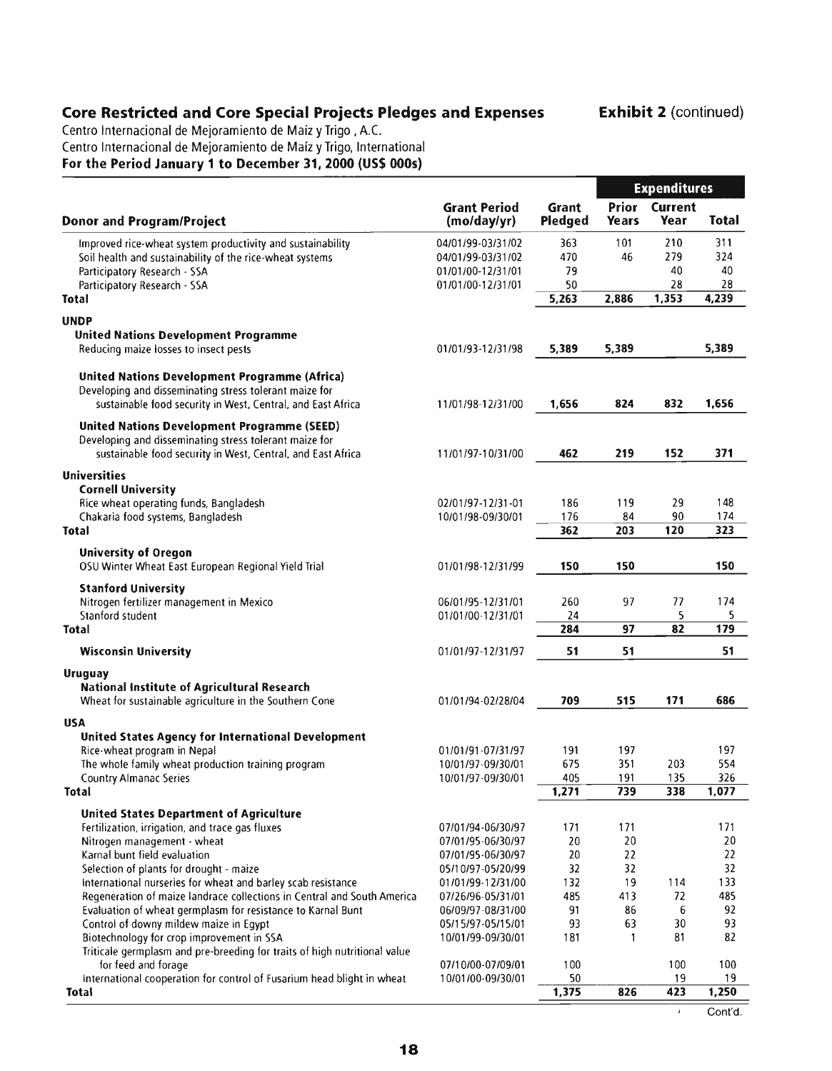## Core Restricted and Core Special Projects Pledges and Expenses

**Exhibit 2** (continued)

Centro Internacional de Mejoramiento de Maíz y Trigo , A.C.
Centro Internacional de Mejoramiento de Maíz y Trigo, International
**For the Period January 1 to December 31, 2000 (US$ 000s)**

| Donor and Program/Project | Grant Period (mo/day/yr) | Grant Pledged | Expenditures Prior Years | Expenditures Current Year | Expenditures Total |
|---|---|---|---|---|---|
| Improved rice-wheat system productivity and sustainability | 04/01/99-03/31/02 | 363 | 101 | 210 | 311 |
| Soil health and sustainability of the rice-wheat systems | 04/01/99-03/31/02 | 470 | 46 | 279 | 324 |
| Participatory Research - SSA | 01/01/00-12/31/01 | 79 | | 40 | 40 |
| Participatory Research - SSA | 01/01/00-12/31/01 | 50 | | 28 | 28 |
| **Total** | | **5,263** | **2,886** | **1,353** | **4,239** |
| **UNDP** | | | | | |
| **United Nations Development Programme** | | | | | |
| Reducing maize losses to insect pests | 01/01/93-12/31/98 | **5,389** | **5,389** | | **5,389** |
| **United Nations Development Programme (Africa)** | | | | | |
| Developing and disseminating stress tolerant maize for sustainable food security in West, Central, and East Africa | 11/01/98-12/31/00 | **1,656** | **824** | **832** | **1,656** |
| **United Nations Development Programme (SEED)** | | | | | |
| Developing and disseminating stress tolerant maize for sustainable food security in West, Central, and East Africa | 11/01/97-10/31/00 | **462** | **219** | **152** | **371** |
| **Universities** | | | | | |
| **Cornell University** | | | | | |
| Rice wheat operating funds, Bangladesh | 02/01/97-12/31-01 | 186 | 119 | 29 | 148 |
| Chakaria food systems, Bangladesh | 10/01/98-09/30/01 | 176 | 84 | 90 | 174 |
| **Total** | | **362** | **203** | **120** | **323** |
| **University of Oregon** | | | | | |
| OSU Winter Wheat East European Regional Yield Trial | 01/01/98-12/31/99 | **150** | **150** | | **150** |
| **Stanford University** | | | | | |
| Nitrogen fertilizer management in Mexico | 06/01/95-12/31/01 | 260 | 97 | 77 | 174 |
| Stanford student | 01/01/00-12/31/01 | 24 | | 5 | 5 |
| **Total** | | **284** | **97** | **82** | **179** |
| **Wisconsin University** | 01/01/97-12/31/97 | **51** | **51** | | **51** |
| **Uruguay** | | | | | |
| **National Institute of Agricultural Research** | | | | | |
| Wheat for sustainable agriculture in the Southern Cone | 01/01/94-02/28/04 | **709** | **515** | **171** | **686** |
| **USA** | | | | | |
| **United States Agency for International Development** | | | | | |
| Rice-wheat program in Nepal | 01/01/91-07/31/97 | 191 | 197 | | 197 |
| The whole family wheat production training program | 10/01/97-09/30/01 | 675 | 351 | 203 | 554 |
| Country Almanac Series | 10/01/97-09/30/01 | 405 | 191 | 135 | 326 |
| **Total** | | **1,271** | **739** | **338** | **1,077** |
| **United States Department of Agriculture** | | | | | |
| Fertilization, irrigation, and trace gas fluxes | 07/01/94-06/30/97 | 171 | 171 | | 171 |
| Nitrogen management - wheat | 07/01/95-06/30/97 | 20 | 20 | | 20 |
| Karnal bunt field evaluation | 07/01/95-06/30/97 | 20 | 22 | | 22 |
| Selection of plants for drought - maize | 05/10/97-05/20/99 | 32 | 32 | | 32 |
| International nurseries for wheat and barley scab resistance | 01/01/99-12/31/00 | 132 | 19 | 114 | 133 |
| Regeneration of maize landrace collections in Central and South America | 07/26/96-05/31/01 | 485 | 413 | 72 | 485 |
| Evaluation of wheat germplasm for resistance to Karnal Bunt | 06/09/97-08/31/00 | 91 | 86 | 6 | 92 |
| Control of downy mildew maize in Egypt | 05/15/97-05/15/01 | 93 | 63 | 30 | 93 |
| Biotechnology for crop improvement in SSA | 10/01/99-09/30/01 | 181 | 1 | 81 | 82 |
| Triticale germplasm and pre-breeding for traits of high nutritional value for feed and forage | 07/10/00-07/09/01 | 100 | | 100 | 100 |
| International cooperation for control of Fusarium head blight in wheat | 10/01/00-09/30/01 | 50 | | 19 | 19 |
| **Total** | | **1,375** | **826** | **423** | **1,250** |

Cont'd.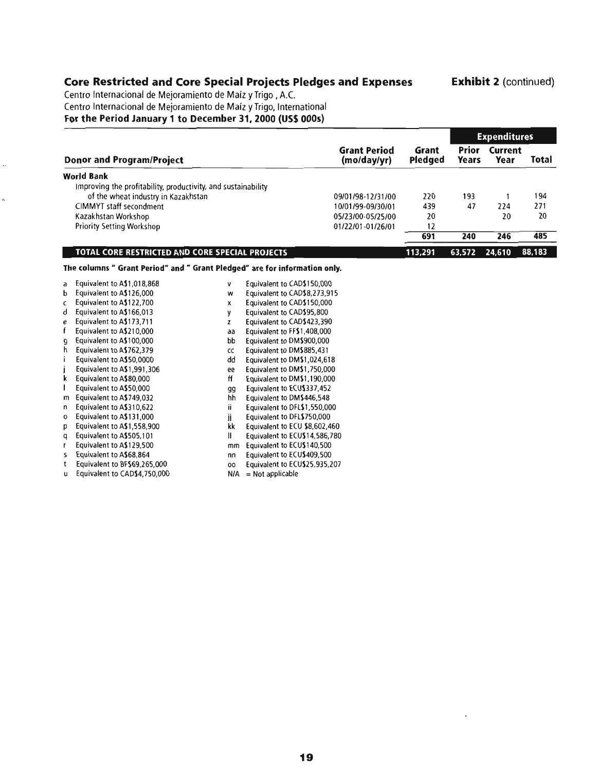## Core Restricted and Core Special Projects Pledges and Expenses

**Exhibit 2** (continued)

Centro Internacional de Mejoramiento de Maíz y Trigo , A.C.
Centro Internacional de Mejoramiento de Maíz y Trigo, International
**For the Period January 1 to December 31, 2000 (US$ 000s)**

| | | | Expenditures | | |
|---|---|---|---|---|---|
| **Donor and Program/Project** | **Grant Period (mo/day/yr)** | **Grant Pledged** | **Prior Years** | **Current Year** | **Total** |
| **World Bank** | | | | | |
| Improving the profitability, productivity, and sustainability of the wheat industry in Kazakhstan | 09/01/98-12/31/00 | 220 | 193 | 1 | 194 |
| CIMMYT staff secondment | 10/01/99-09/30/01 | 439 | 47 | 224 | 271 |
| Kazakhstan Workshop | 05/23/00-05/25/00 | 20 | | 20 | 20 |
| Priority Setting Workshop | 01/22/01-01/26/01 | 12 | | | |
| | | 691 | 240 | 246 | 485 |
| **TOTAL CORE RESTRICTED AND CORE SPECIAL PROJECTS** | | 113,291 | 63,572 | 24,610 | 88,183 |

**The columns " Grant Period" and " Grant Pledged" are for information only.**

- a Equivalent to A$1,018,868
- b Equivalent to A$126,000
- c Equivalent to A$122,700
- d Equivalent to A$166,013
- e Equivalent to A$173,711
- f Equivalent to A$210,000
- g Equivalent to A$100,000
- h Equivalent to A$762,379
- i Equivalent to A$50,0000
- j Equivalent to A$1,991,306
- k Equivalent to A$80,000
- l Equivalent to A$50,000
- m Equivalent to A$749,032
- n Equivalent to A$310,622
- o Equivalent to A$131,000
- p Equivalent to A$1,558,900
- q Equivalent to A$505,101
- r Equivalent to A$129,500
- s Equivalent to A$68,864
- t Equivalent to BF$69,265,000
- u Equivalent to CAD$4,750,000
- v Equivalent to CAD$150,000
- w Equivalent to CAD$8,273,915
- x Equivalent to CAD$150,000
- y Equivalent to CAD$95,800
- z Equivalent to CAD$423,390
- aa Equivalent to FF$1,408,000
- bb Equivalent to DM$900,000
- cc Equivalent to DM$885,431
- dd Equivalent to DM$1,024,618
- ee Equivalent to DM$1,750,000
- ff Equivalent to DM$1,190,000
- gg Equivalent to ECU$337,452
- hh Equivalent to DM$446,548
- ii Equivalent to DFL$1,550,000
- jj Equivalent to DFL$750,000
- kk Equivalent to ECU $8,602,460
- ll Equivalent to ECU$14,586,780
- mm Equivalent to ECU$140,500
- nn Equivalent to ECU$409,500
- oo Equivalent to ECU$25,935,207
- N/A = Not applicable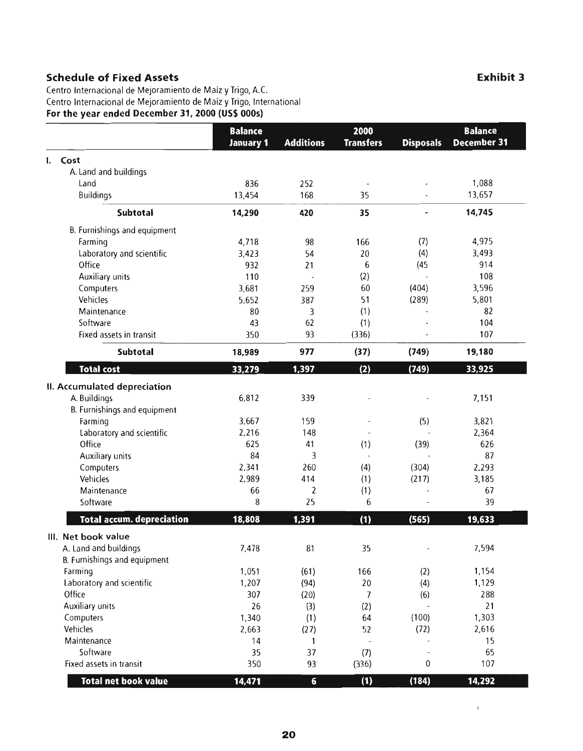## Schedule of Fixed Assets

**Exhibit 3**

Centro Internacional de Mejoramiento de Maíz y Trigo, A.C.
Centro Internacional de Mejoramiento de Maíz y Trigo, International
**For the year ended December 31, 2000 (US$ 000s)**

| | Balance January 1 | Additions | 2000 Transfers | Disposals | Balance December 31 |
|---|---|---|---|---|---|
| **I. Cost** | | | | | |
| A. Land and buildings | | | | | |
| Land | 836 | 252 | - | - | 1,088 |
| Buildings | 13,454 | 168 | 35 | - | 13,657 |
| **Subtotal** | **14,290** | **420** | **35** | **-** | **14,745** |
| B. Furnishings and equipment | | | | | |
| Farming | 4,718 | 98 | 166 | (7) | 4,975 |
| Laboratory and scientific | 3,423 | 54 | 20 | (4) | 3,493 |
| Office | 932 | 21 | 6 | (45 | 914 |
| Auxiliary units | 110 | - | (2) | - | 108 |
| Computers | 3,681 | 259 | 60 | (404) | 3,596 |
| Vehicles | 5,652 | 387 | 51 | (289) | 5,801 |
| Maintenance | 80 | 3 | (1) | - | 82 |
| Software | 43 | 62 | (1) | - | 104 |
| Fixed assets in transit | 350 | 93 | (336) | - | 107 |
| **Subtotal** | **18,989** | **977** | **(37)** | **(749)** | **19,180** |
| **Total cost** | **33,279** | **1,397** | **(2)** | **(749)** | **33,925** |
| **II. Accumulated depreciation** | | | | | |
| A. Buildings | 6,812 | 339 | - | - | 7,151 |
| B. Furnishings and equipment | | | | | |
| Farming | 3,667 | 159 | - | (5) | 3,821 |
| Laboratory and scientific | 2,216 | 148 | - | - | 2,364 |
| Office | 625 | 41 | (1) | (39) | 626 |
| Auxiliary units | 84 | 3 | - | - | 87 |
| Computers | 2,341 | 260 | (4) | (304) | 2,293 |
| Vehicles | 2,989 | 414 | (1) | (217) | 3,185 |
| Maintenance | 66 | 2 | (1) | - | 67 |
| Software | 8 | 25 | 6 | - | 39 |
| **Total accum. depreciation** | **18,808** | **1,391** | **(1)** | **(565)** | **19,633** |
| **III. Net book value** | | | | | |
| A. Land and buildings | 7,478 | 81 | 35 | - | 7,594 |
| B. Furnishings and equipment | | | | | |
| Farming | 1,051 | (61) | 166 | (2) | 1,154 |
| Laboratory and scientific | 1,207 | (94) | 20 | (4) | 1,129 |
| Office | 307 | (20) | 7 | (6) | 288 |
| Auxiliary units | 26 | (3) | (2) | - | 21 |
| Computers | 1,340 | (1) | 64 | (100) | 1,303 |
| Vehicles | 2,663 | (27) | 52 | (72) | 2,616 |
| Maintenance | 14 | 1 | - | - | 15 |
| Software | 35 | 37 | (7) | - | 65 |
| Fixed assets in transit | 350 | 93 | (336) | 0 | 107 |
| **Total net book value** | **14,471** | **6** | **(1)** | **(184)** | **14,292** |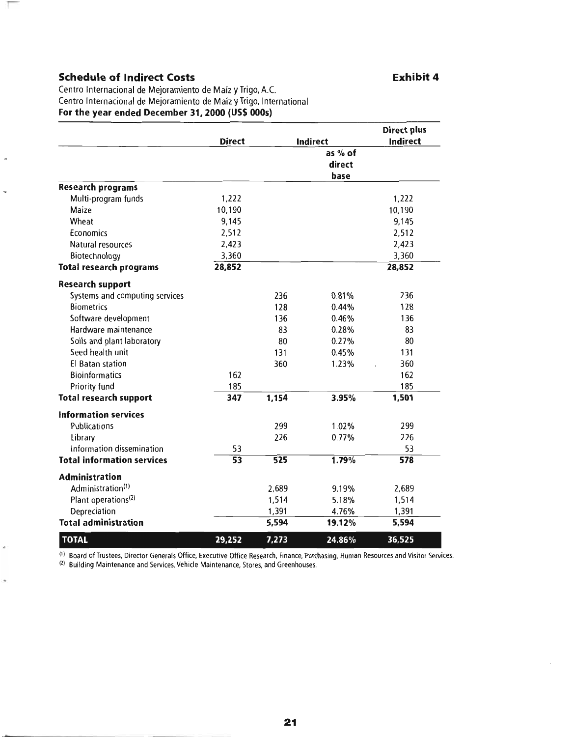## Schedule of Indirect Costs

**Exhibit 4**

Centro Internacional de Mejoramiento de Maíz y Trigo, A.C.
Centro Internacional de Mejoramiento de Maíz y Trigo, International
**For the year ended December 31, 2000 (US$ 000s)**

| | Direct | Indirect | | Direct plus Indirect |
|---|---|---|---|---|
| | | | as % of direct base | |
| **Research programs** | | | | |
| Multi-program funds | 1,222 | | | 1,222 |
| Maize | 10,190 | | | 10,190 |
| Wheat | 9,145 | | | 9,145 |
| Economics | 2,512 | | | 2,512 |
| Natural resources | 2,423 | | | 2,423 |
| Biotechnology | 3,360 | | | 3,360 |
| **Total research programs** | **28,852** | | | **28,852** |
| **Research support** | | | | |
| Systems and computing services | | 236 | 0.81% | 236 |
| Biometrics | | 128 | 0.44% | 128 |
| Software development | | 136 | 0.46% | 136 |
| Hardware maintenance | | 83 | 0.28% | 83 |
| Soils and plant laboratory | | 80 | 0.27% | 80 |
| Seed health unit | | 131 | 0.45% | 131 |
| El Batan station | | 360 | 1.23% | 360 |
| Bioinformatics | 162 | | | 162 |
| Priority fund | 185 | | | 185 |
| **Total research support** | **347** | **1,154** | **3.95%** | **1,501** |
| **Information services** | | | | |
| Publications | | 299 | 1.02% | 299 |
| Library | | 226 | 0.77% | 226 |
| Information dissemination | 53 | | | 53 |
| **Total information services** | **53** | **525** | **1.79%** | **578** |
| **Administration** | | | | |
| Administration[1] | | 2,689 | 9.19% | 2,689 |
| Plant operations[2] | | 1,514 | 5.18% | 1,514 |
| Depreciation | | 1,391 | 4.76% | 1,391 |
| **Total administration** | | **5,594** | **19.12%** | **5,594** |
| **TOTAL** | **29,252** | **7,273** | **24.86%** | **36,525** |

[1] Board of Trustees, Director Generals Office, Executive Office Research, Finance, Purchasing, Human Resources and Visitor Services.
[2] Building Maintenance and Services, Vehicle Maintenance, Stores, and Greenhouses.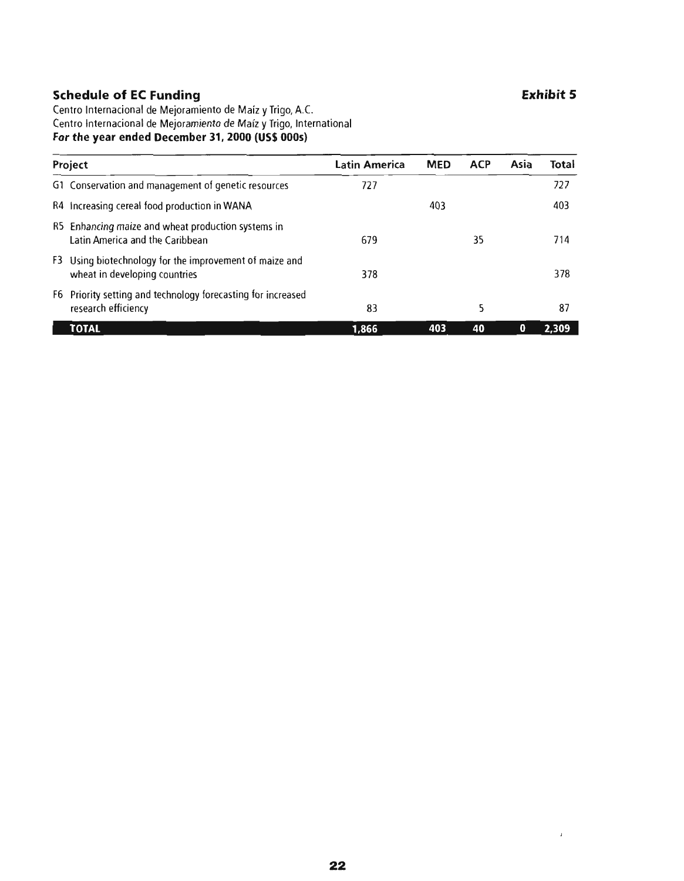## Schedule of EC Funding

***Exhibit 5***

Centro Internacional de Mejoramiento de Maíz y Trigo, A.C.
Centro Internacional de Mejoramiento de Maíz y Trigo, International
**For the year ended December 31, 2000 (US$ 000s)**

| Project | Latin America | MED | ACP | Asia | Total |
|---|---|---|---|---|---|
| G1 Conservation and management of genetic resources | 727 | | | | 727 |
| R4 Increasing cereal food production in WANA | | 403 | | | 403 |
| R5 Enhancing maize and wheat production systems in Latin America and the Caribbean | 679 | | 35 | | 714 |
| F3 Using biotechnology for the improvement of maize and wheat in developing countries | 378 | | | | 378 |
| F6 Priority setting and technology forecasting for increased research efficiency | 83 | | 5 | | 87 |
| **TOTAL** | **1,866** | **403** | **40** | **0** | **2,309** |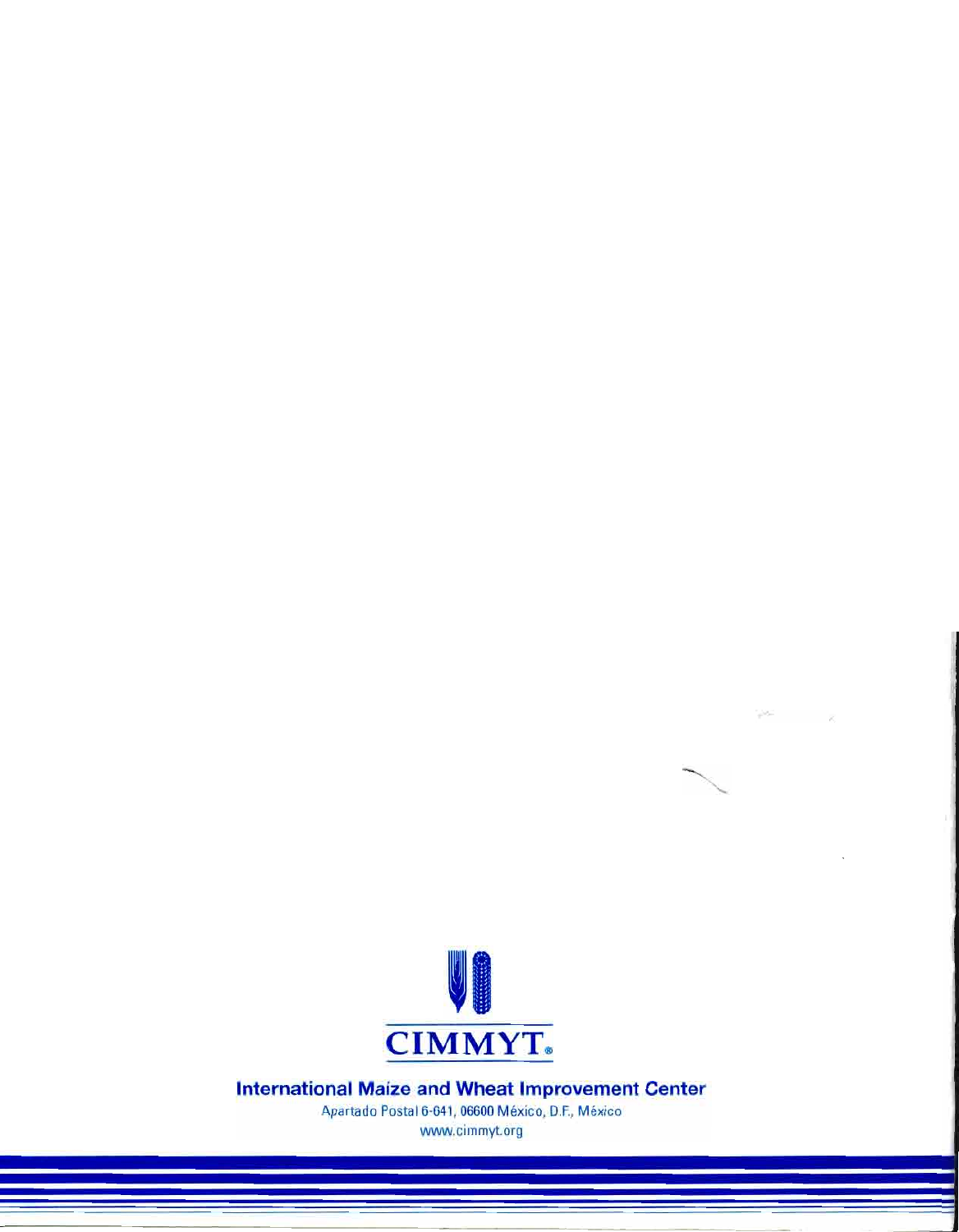CIMMYT®

**International Maize and Wheat Improvement Center**

Apartado Postal 6-641, 06600 México, D.F., México

www.cimmyt.org